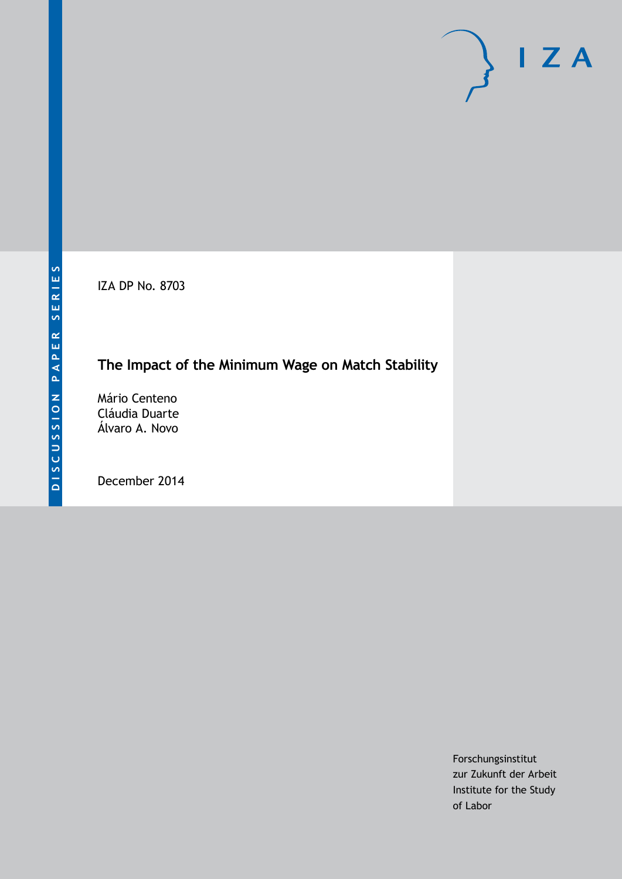DISCUSSION PAPER SERIES

IZA DP No. 8703

# The Impact of the Minimum Wage on Match Stability

Mário Centeno
Cláudia Duarte
Álvaro A. Novo

December 2014

Forschungsinstitut
zur Zukunft der Arbeit
Institute for the Study
of Labor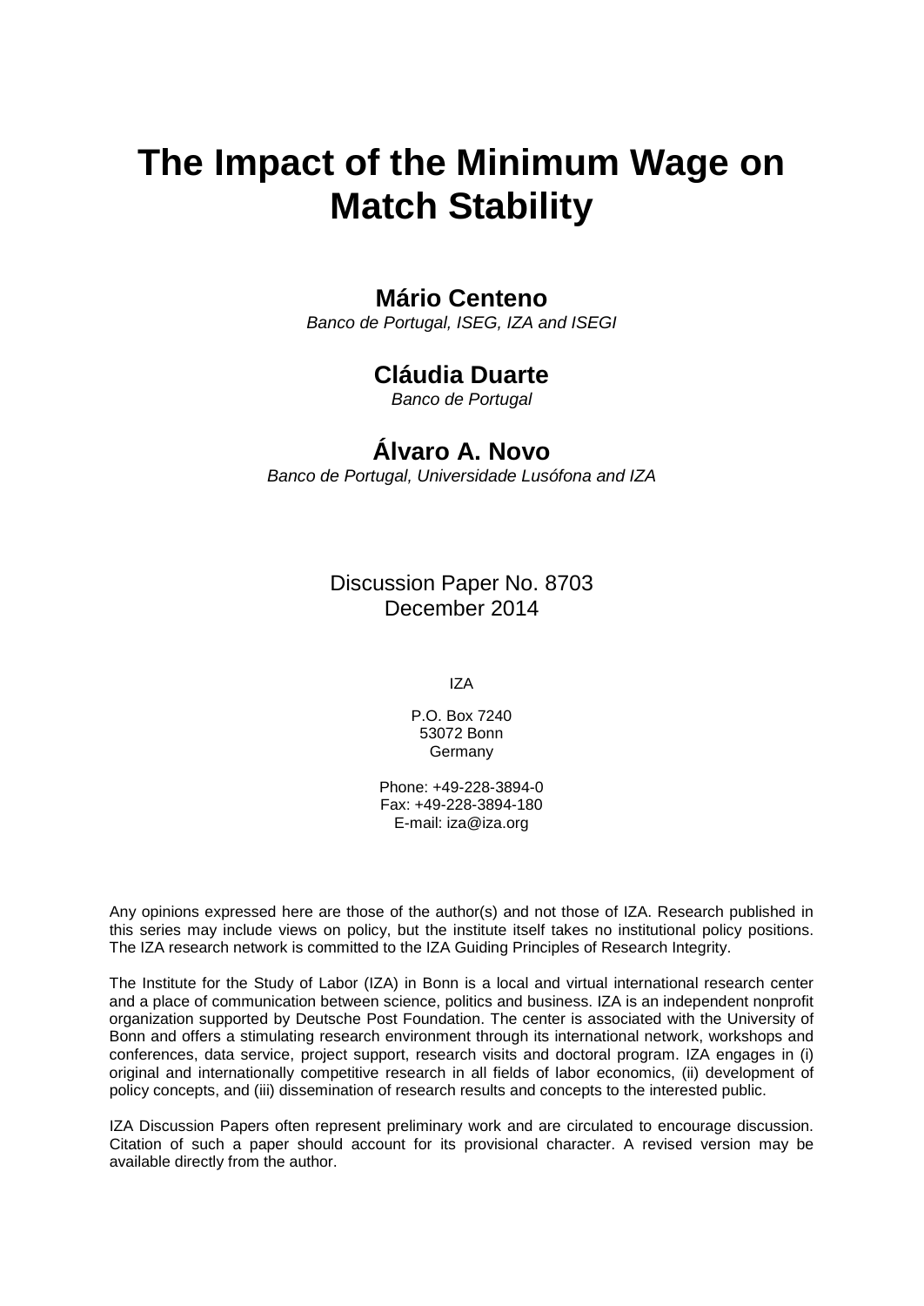# The Impact of the Minimum Wage on Match Stability

**Mário Centeno**  
*Banco de Portugal, ISEG, IZA and ISEGI*

**Cláudia Duarte**  
*Banco de Portugal*

**Álvaro A. Novo**  
*Banco de Portugal, Universidade Lusófona and IZA*

Discussion Paper No. 8703  
December 2014

IZA

P.O. Box 7240  
53072 Bonn  
Germany

Phone: +49-228-3894-0  
Fax: +49-228-3894-180  
E-mail: iza@iza.org

Any opinions expressed here are those of the author(s) and not those of IZA. Research published in this series may include views on policy, but the institute itself takes no institutional policy positions. The IZA research network is committed to the IZA Guiding Principles of Research Integrity.

The Institute for the Study of Labor (IZA) in Bonn is a local and virtual international research center and a place of communication between science, politics and business. IZA is an independent nonprofit organization supported by Deutsche Post Foundation. The center is associated with the University of Bonn and offers a stimulating research environment through its international network, workshops and conferences, data service, project support, research visits and doctoral program. IZA engages in (i) original and internationally competitive research in all fields of labor economics, (ii) development of policy concepts, and (iii) dissemination of research results and concepts to the interested public.

IZA Discussion Papers often represent preliminary work and are circulated to encourage discussion. Citation of such a paper should account for its provisional character. A revised version may be available directly from the author.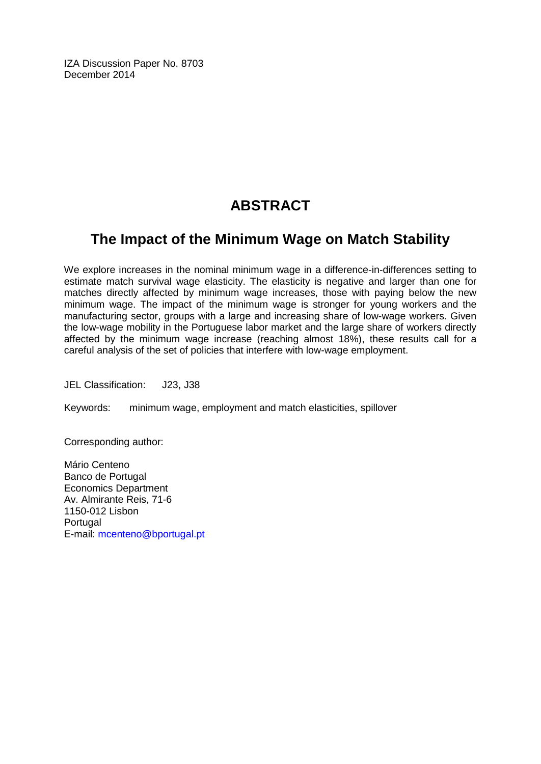IZA Discussion Paper No. 8703
December 2014

# ABSTRACT

## The Impact of the Minimum Wage on Match Stability

We explore increases in the nominal minimum wage in a difference-in-differences setting to estimate match survival wage elasticity. The elasticity is negative and larger than one for matches directly affected by minimum wage increases, those with paying below the new minimum wage. The impact of the minimum wage is stronger for young workers and the manufacturing sector, groups with a large and increasing share of low-wage workers. Given the low-wage mobility in the Portuguese labor market and the large share of workers directly affected by the minimum wage increase (reaching almost 18%), these results call for a careful analysis of the set of policies that interfere with low-wage employment.

JEL Classification: J23, J38

Keywords: minimum wage, employment and match elasticities, spillover

Corresponding author:

Mário Centeno
Banco de Portugal
Economics Department
Av. Almirante Reis, 71-6
1150-012 Lisbon
Portugal
E-mail: mcenteno@bportugal.pt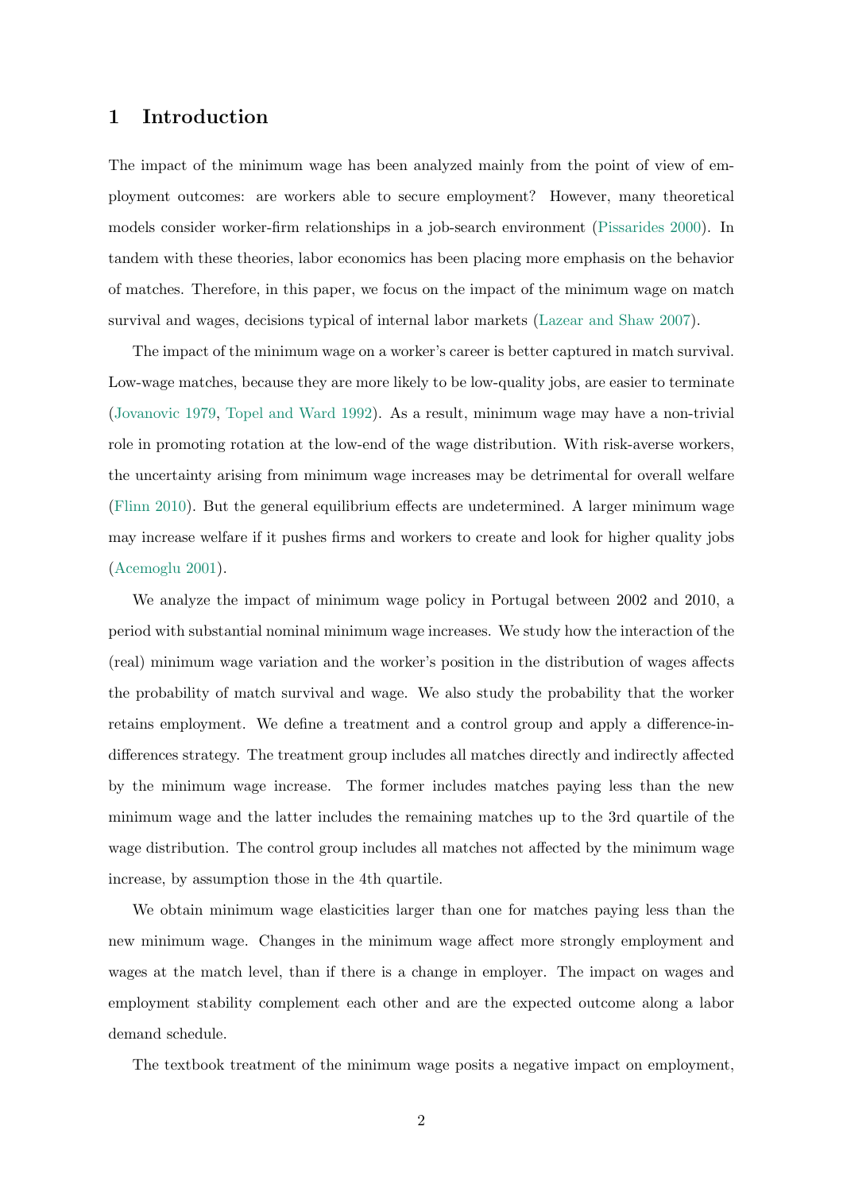## 1 Introduction

The impact of the minimum wage has been analyzed mainly from the point of view of employment outcomes: are workers able to secure employment? However, many theoretical models consider worker-firm relationships in a job-search environment (Pissarides 2000). In tandem with these theories, labor economics has been placing more emphasis on the behavior of matches. Therefore, in this paper, we focus on the impact of the minimum wage on match survival and wages, decisions typical of internal labor markets (Lazear and Shaw 2007).

The impact of the minimum wage on a worker's career is better captured in match survival. Low-wage matches, because they are more likely to be low-quality jobs, are easier to terminate (Jovanovic 1979, Topel and Ward 1992). As a result, minimum wage may have a non-trivial role in promoting rotation at the low-end of the wage distribution. With risk-averse workers, the uncertainty arising from minimum wage increases may be detrimental for overall welfare (Flinn 2010). But the general equilibrium effects are undetermined. A larger minimum wage may increase welfare if it pushes firms and workers to create and look for higher quality jobs (Acemoglu 2001).

We analyze the impact of minimum wage policy in Portugal between 2002 and 2010, a period with substantial nominal minimum wage increases. We study how the interaction of the (real) minimum wage variation and the worker's position in the distribution of wages affects the probability of match survival and wage. We also study the probability that the worker retains employment. We define a treatment and a control group and apply a difference-in-differences strategy. The treatment group includes all matches directly and indirectly affected by the minimum wage increase. The former includes matches paying less than the new minimum wage and the latter includes the remaining matches up to the 3rd quartile of the wage distribution. The control group includes all matches not affected by the minimum wage increase, by assumption those in the 4th quartile.

We obtain minimum wage elasticities larger than one for matches paying less than the new minimum wage. Changes in the minimum wage affect more strongly employment and wages at the match level, than if there is a change in employer. The impact on wages and employment stability complement each other and are the expected outcome along a labor demand schedule.

The textbook treatment of the minimum wage posits a negative impact on employment,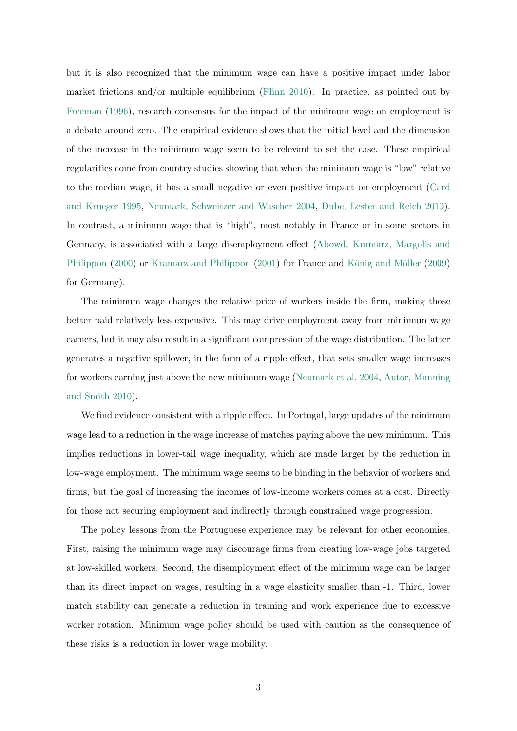but it is also recognized that the minimum wage can have a positive impact under labor market frictions and/or multiple equilibrium (Flinn 2010). In practice, as pointed out by Freeman (1996), research consensus for the impact of the minimum wage on employment is a debate around zero. The empirical evidence shows that the initial level and the dimension of the increase in the minimum wage seem to be relevant to set the case. These empirical regularities come from country studies showing that when the minimum wage is "low" relative to the median wage, it has a small negative or even positive impact on employment (Card and Krueger 1995, Neumark, Schweitzer and Wascher 2004, Dube, Lester and Reich 2010). In contrast, a minimum wage that is "high", most notably in France or in some sectors in Germany, is associated with a large disemployment effect (Abowd, Kramarz, Margolis and Philippon (2000) or Kramarz and Philippon (2001) for France and König and Möller (2009) for Germany).

The minimum wage changes the relative price of workers inside the firm, making those better paid relatively less expensive. This may drive employment away from minimum wage earners, but it may also result in a significant compression of the wage distribution. The latter generates a negative spillover, in the form of a ripple effect, that sets smaller wage increases for workers earning just above the new minimum wage (Neumark et al. 2004, Autor, Manning and Smith 2010).

We find evidence consistent with a ripple effect. In Portugal, large updates of the minimum wage lead to a reduction in the wage increase of matches paying above the new minimum. This implies reductions in lower-tail wage inequality, which are made larger by the reduction in low-wage employment. The minimum wage seems to be binding in the behavior of workers and firms, but the goal of increasing the incomes of low-income workers comes at a cost. Directly for those not securing employment and indirectly through constrained wage progression.

The policy lessons from the Portuguese experience may be relevant for other economies. First, raising the minimum wage may discourage firms from creating low-wage jobs targeted at low-skilled workers. Second, the disemployment effect of the minimum wage can be larger than its direct impact on wages, resulting in a wage elasticity smaller than -1. Third, lower match stability can generate a reduction in training and work experience due to excessive worker rotation. Minimum wage policy should be used with caution as the consequence of these risks is a reduction in lower wage mobility.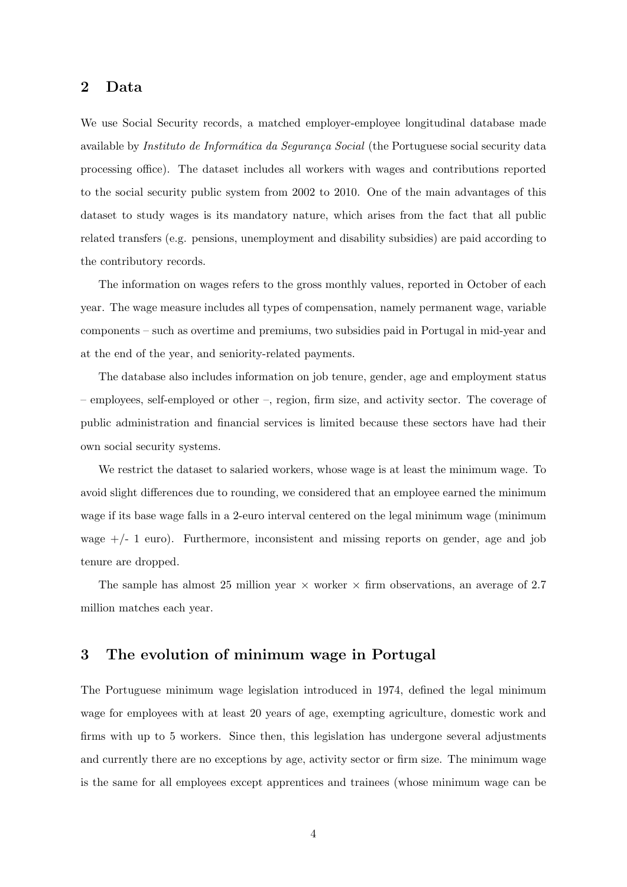## 2 Data

We use Social Security records, a matched employer-employee longitudinal database made available by *Instituto de Informática da Segurança Social* (the Portuguese social security data processing office). The dataset includes all workers with wages and contributions reported to the social security public system from 2002 to 2010. One of the main advantages of this dataset to study wages is its mandatory nature, which arises from the fact that all public related transfers (e.g. pensions, unemployment and disability subsidies) are paid according to the contributory records.

The information on wages refers to the gross monthly values, reported in October of each year. The wage measure includes all types of compensation, namely permanent wage, variable components – such as overtime and premiums, two subsidies paid in Portugal in mid-year and at the end of the year, and seniority-related payments.

The database also includes information on job tenure, gender, age and employment status – employees, self-employed or other –, region, firm size, and activity sector. The coverage of public administration and financial services is limited because these sectors have had their own social security systems.

We restrict the dataset to salaried workers, whose wage is at least the minimum wage. To avoid slight differences due to rounding, we considered that an employee earned the minimum wage if its base wage falls in a 2-euro interval centered on the legal minimum wage (minimum wage +/- 1 euro). Furthermore, inconsistent and missing reports on gender, age and job tenure are dropped.

The sample has almost 25 million year $\times$ worker $\times$ firm observations, an average of 2.7 million matches each year.

## 3 The evolution of minimum wage in Portugal

The Portuguese minimum wage legislation introduced in 1974, defined the legal minimum wage for employees with at least 20 years of age, exempting agriculture, domestic work and firms with up to 5 workers. Since then, this legislation has undergone several adjustments and currently there are no exceptions by age, activity sector or firm size. The minimum wage is the same for all employees except apprentices and trainees (whose minimum wage can be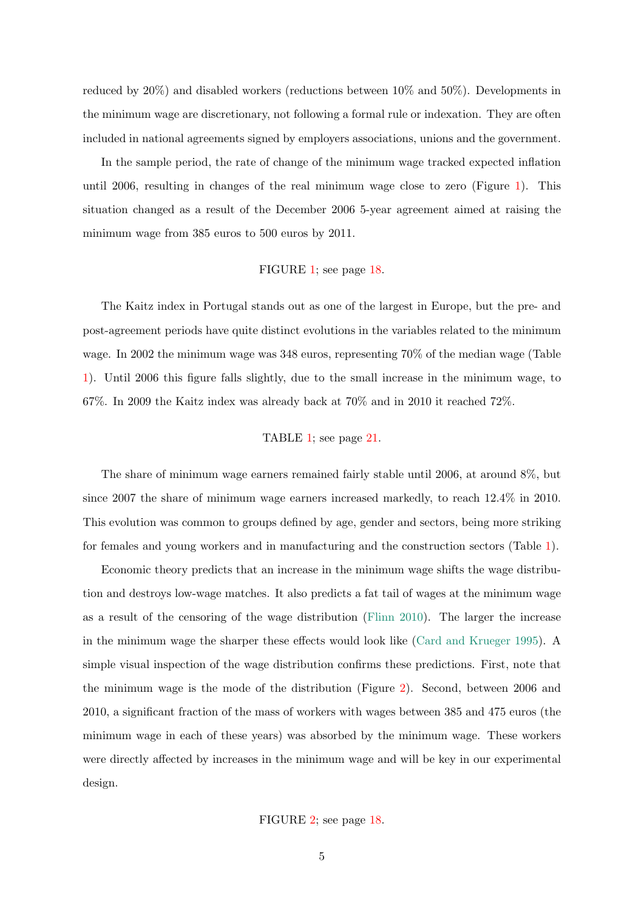reduced by 20%) and disabled workers (reductions between 10% and 50%). Developments in the minimum wage are discretionary, not following a formal rule or indexation. They are often included in national agreements signed by employers associations, unions and the government.

In the sample period, the rate of change of the minimum wage tracked expected inflation until 2006, resulting in changes of the real minimum wage close to zero (Figure 1). This situation changed as a result of the December 2006 5-year agreement aimed at raising the minimum wage from 385 euros to 500 euros by 2011.

FIGURE 1; see page 18.

The Kaitz index in Portugal stands out as one of the largest in Europe, but the pre- and post-agreement periods have quite distinct evolutions in the variables related to the minimum wage. In 2002 the minimum wage was 348 euros, representing 70% of the median wage (Table 1). Until 2006 this figure falls slightly, due to the small increase in the minimum wage, to 67%. In 2009 the Kaitz index was already back at 70% and in 2010 it reached 72%.

TABLE 1; see page 21.

The share of minimum wage earners remained fairly stable until 2006, at around 8%, but since 2007 the share of minimum wage earners increased markedly, to reach 12.4% in 2010. This evolution was common to groups defined by age, gender and sectors, being more striking for females and young workers and in manufacturing and the construction sectors (Table 1).

Economic theory predicts that an increase in the minimum wage shifts the wage distribution and destroys low-wage matches. It also predicts a fat tail of wages at the minimum wage as a result of the censoring of the wage distribution (Flinn 2010). The larger the increase in the minimum wage the sharper these effects would look like (Card and Krueger 1995). A simple visual inspection of the wage distribution confirms these predictions. First, note that the minimum wage is the mode of the distribution (Figure 2). Second, between 2006 and 2010, a significant fraction of the mass of workers with wages between 385 and 475 euros (the minimum wage in each of these years) was absorbed by the minimum wage. These workers were directly affected by increases in the minimum wage and will be key in our experimental design.

FIGURE 2; see page 18.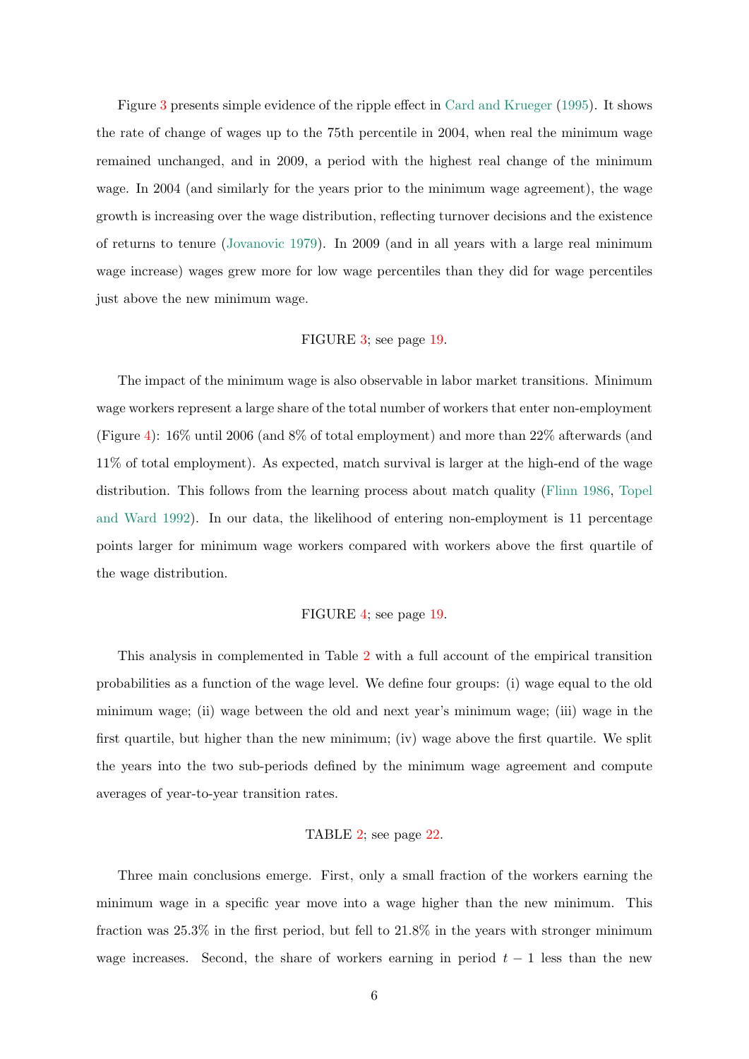Figure 3 presents simple evidence of the ripple effect in Card and Krueger (1995). It shows the rate of change of wages up to the 75th percentile in 2004, when real the minimum wage remained unchanged, and in 2009, a period with the highest real change of the minimum wage. In 2004 (and similarly for the years prior to the minimum wage agreement), the wage growth is increasing over the wage distribution, reflecting turnover decisions and the existence of returns to tenure (Jovanovic 1979). In 2009 (and in all years with a large real minimum wage increase) wages grew more for low wage percentiles than they did for wage percentiles just above the new minimum wage.

FIGURE 3; see page 19.

The impact of the minimum wage is also observable in labor market transitions. Minimum wage workers represent a large share of the total number of workers that enter non-employment (Figure 4): 16% until 2006 (and 8% of total employment) and more than 22% afterwards (and 11% of total employment). As expected, match survival is larger at the high-end of the wage distribution. This follows from the learning process about match quality (Flinn 1986, Topel and Ward 1992). In our data, the likelihood of entering non-employment is 11 percentage points larger for minimum wage workers compared with workers above the first quartile of the wage distribution.

FIGURE 4; see page 19.

This analysis in complemented in Table 2 with a full account of the empirical transition probabilities as a function of the wage level. We define four groups: (i) wage equal to the old minimum wage; (ii) wage between the old and next year's minimum wage; (iii) wage in the first quartile, but higher than the new minimum; (iv) wage above the first quartile. We split the years into the two sub-periods defined by the minimum wage agreement and compute averages of year-to-year transition rates.

TABLE 2; see page 22.

Three main conclusions emerge. First, only a small fraction of the workers earning the minimum wage in a specific year move into a wage higher than the new minimum. This fraction was 25.3% in the first period, but fell to 21.8% in the years with stronger minimum wage increases. Second, the share of workers earning in period $t-1$ less than the new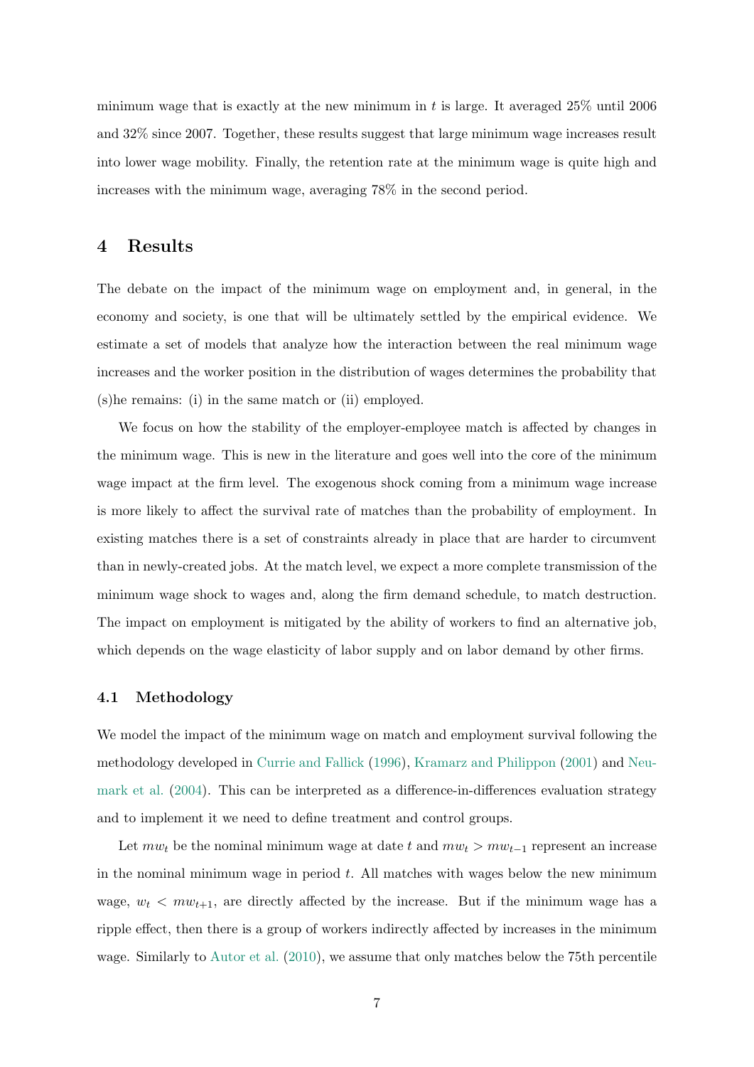minimum wage that is exactly at the new minimum in $t$ is large. It averaged 25% until 2006 and 32% since 2007. Together, these results suggest that large minimum wage increases result into lower wage mobility. Finally, the retention rate at the minimum wage is quite high and increases with the minimum wage, averaging 78% in the second period.

# 4 Results

The debate on the impact of the minimum wage on employment and, in general, in the economy and society, is one that will be ultimately settled by the empirical evidence. We estimate a set of models that analyze how the interaction between the real minimum wage increases and the worker position in the distribution of wages determines the probability that (s)he remains: (i) in the same match or (ii) employed.

We focus on how the stability of the employer-employee match is affected by changes in the minimum wage. This is new in the literature and goes well into the core of the minimum wage impact at the firm level. The exogenous shock coming from a minimum wage increase is more likely to affect the survival rate of matches than the probability of employment. In existing matches there is a set of constraints already in place that are harder to circumvent than in newly-created jobs. At the match level, we expect a more complete transmission of the minimum wage shock to wages and, along the firm demand schedule, to match destruction. The impact on employment is mitigated by the ability of workers to find an alternative job, which depends on the wage elasticity of labor supply and on labor demand by other firms.

## 4.1 Methodology

We model the impact of the minimum wage on match and employment survival following the methodology developed in Currie and Fallick (1996), Kramarz and Philippon (2001) and Neumark et al. (2004). This can be interpreted as a difference-in-differences evaluation strategy and to implement it we need to define treatment and control groups.

Let $mw_t$ be the nominal minimum wage at date $t$ and $mw_t > mw_{t-1}$ represent an increase in the nominal minimum wage in period $t$. All matches with wages below the new minimum wage, $w_t < mw_{t+1}$, are directly affected by the increase. But if the minimum wage has a ripple effect, then there is a group of workers indirectly affected by increases in the minimum wage. Similarly to Autor et al. (2010), we assume that only matches below the 75th percentile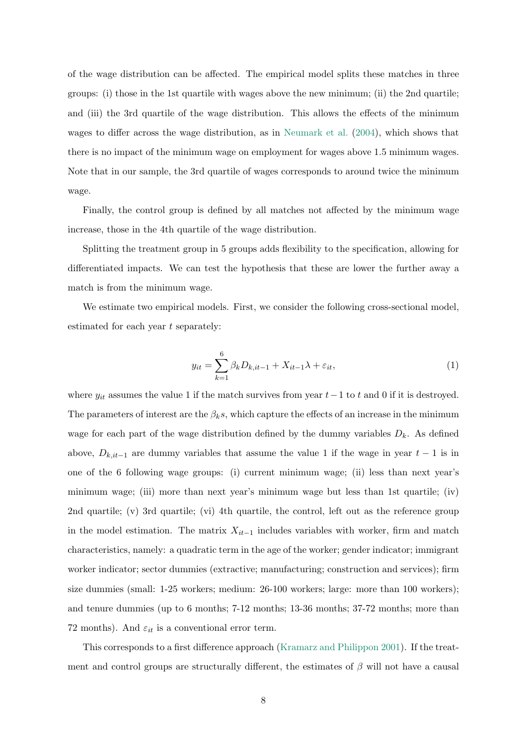of the wage distribution can be affected. The empirical model splits these matches in three groups: (i) those in the 1st quartile with wages above the new minimum; (ii) the 2nd quartile; and (iii) the 3rd quartile of the wage distribution. This allows the effects of the minimum wages to differ across the wage distribution, as in Neumark et al. (2004), which shows that there is no impact of the minimum wage on employment for wages above 1.5 minimum wages. Note that in our sample, the 3rd quartile of wages corresponds to around twice the minimum wage.

Finally, the control group is defined by all matches not affected by the minimum wage increase, those in the 4th quartile of the wage distribution.

Splitting the treatment group in 5 groups adds flexibility to the specification, allowing for differentiated impacts. We can test the hypothesis that these are lower the further away a match is from the minimum wage.

We estimate two empirical models. First, we consider the following cross-sectional model, estimated for each year $t$ separately:

$$y_{it} = \sum_{k=1}^{6} \beta_k D_{k,it-1} + X_{it-1}\lambda + \varepsilon_{it}, \tag{1}$$

where $y_{it}$ assumes the value 1 if the match survives from year $t-1$ to $t$ and 0 if it is destroyed. The parameters of interest are the $\beta_k s$, which capture the effects of an increase in the minimum wage for each part of the wage distribution defined by the dummy variables $D_k$. As defined above, $D_{k,it-1}$ are dummy variables that assume the value 1 if the wage in year $t-1$ is in one of the 6 following wage groups: (i) current minimum wage; (ii) less than next year's minimum wage; (iii) more than next year's minimum wage but less than 1st quartile; (iv) 2nd quartile; (v) 3rd quartile; (vi) 4th quartile, the control, left out as the reference group in the model estimation. The matrix $X_{it-1}$ includes variables with worker, firm and match characteristics, namely: a quadratic term in the age of the worker; gender indicator; immigrant worker indicator; sector dummies (extractive; manufacturing; construction and services); firm size dummies (small: 1-25 workers; medium: 26-100 workers; large: more than 100 workers); and tenure dummies (up to 6 months; 7-12 months; 13-36 months; 37-72 months; more than 72 months). And $\varepsilon_{it}$ is a conventional error term.

This corresponds to a first difference approach (Kramarz and Philippon 2001). If the treatment and control groups are structurally different, the estimates of $\beta$ will not have a causal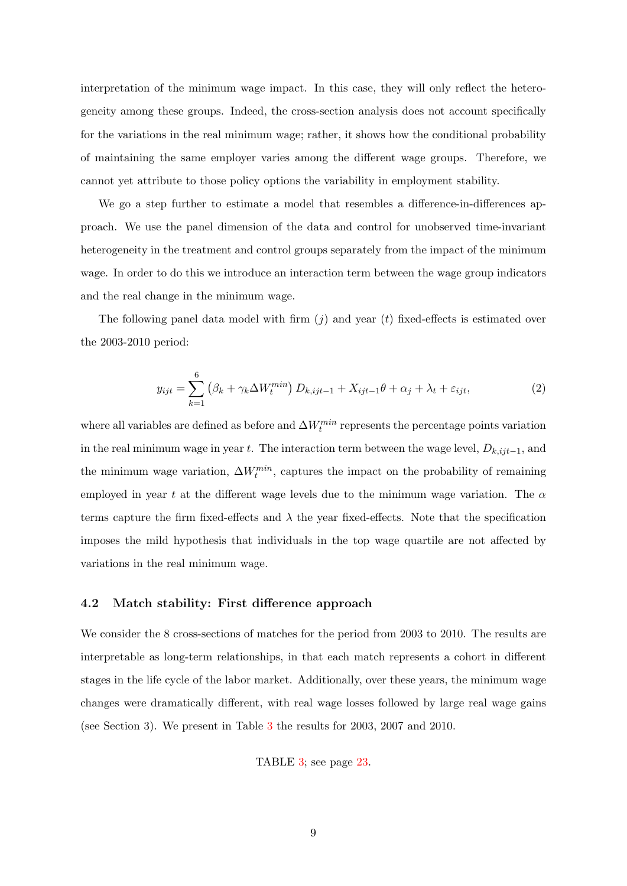interpretation of the minimum wage impact. In this case, they will only reflect the heterogeneity among these groups. Indeed, the cross-section analysis does not account specifically for the variations in the real minimum wage; rather, it shows how the conditional probability of maintaining the same employer varies among the different wage groups. Therefore, we cannot yet attribute to those policy options the variability in employment stability.

We go a step further to estimate a model that resembles a difference-in-differences approach. We use the panel dimension of the data and control for unobserved time-invariant heterogeneity in the treatment and control groups separately from the impact of the minimum wage. In order to do this we introduce an interaction term between the wage group indicators and the real change in the minimum wage.

The following panel data model with firm ($j$) and year ($t$) fixed-effects is estimated over the 2003-2010 period:

$$y_{ijt} = \sum_{k=1}^{6} \left(\beta_k + \gamma_k \Delta W_t^{min}\right) D_{k,ijt-1} + X_{ijt-1}\theta + \alpha_j + \lambda_t + \varepsilon_{ijt}, \tag{2}$$

where all variables are defined as before and $\Delta W_t^{min}$ represents the percentage points variation in the real minimum wage in year $t$. The interaction term between the wage level, $D_{k,ijt-1}$, and the minimum wage variation, $\Delta W_t^{min}$, captures the impact on the probability of remaining employed in year $t$ at the different wage levels due to the minimum wage variation. The $\alpha$ terms capture the firm fixed-effects and $\lambda$ the year fixed-effects. Note that the specification imposes the mild hypothesis that individuals in the top wage quartile are not affected by variations in the real minimum wage.

### 4.2 Match stability: First difference approach

We consider the 8 cross-sections of matches for the period from 2003 to 2010. The results are interpretable as long-term relationships, in that each match represents a cohort in different stages in the life cycle of the labor market. Additionally, over these years, the minimum wage changes were dramatically different, with real wage losses followed by large real wage gains (see Section 3). We present in Table 3 the results for 2003, 2007 and 2010.

TABLE 3; see page 23.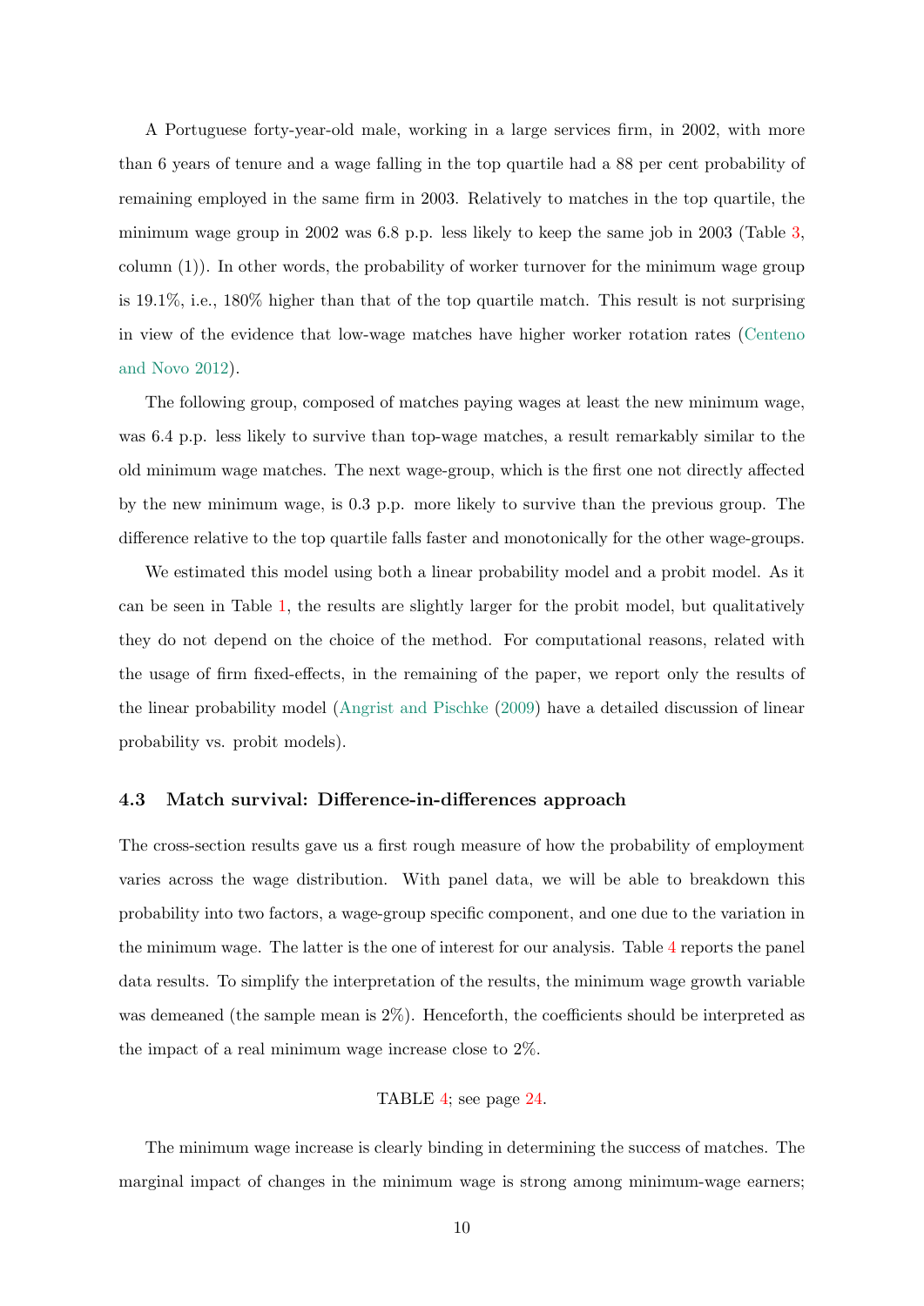A Portuguese forty-year-old male, working in a large services firm, in 2002, with more than 6 years of tenure and a wage falling in the top quartile had a 88 per cent probability of remaining employed in the same firm in 2003. Relatively to matches in the top quartile, the minimum wage group in 2002 was 6.8 p.p. less likely to keep the same job in 2003 (Table 3, column (1)). In other words, the probability of worker turnover for the minimum wage group is 19.1%, i.e., 180% higher than that of the top quartile match. This result is not surprising in view of the evidence that low-wage matches have higher worker rotation rates (Centeno and Novo 2012).

The following group, composed of matches paying wages at least the new minimum wage, was 6.4 p.p. less likely to survive than top-wage matches, a result remarkably similar to the old minimum wage matches. The next wage-group, which is the first one not directly affected by the new minimum wage, is 0.3 p.p. more likely to survive than the previous group. The difference relative to the top quartile falls faster and monotonically for the other wage-groups.

We estimated this model using both a linear probability model and a probit model. As it can be seen in Table 1, the results are slightly larger for the probit model, but qualitatively they do not depend on the choice of the method. For computational reasons, related with the usage of firm fixed-effects, in the remaining of the paper, we report only the results of the linear probability model (Angrist and Pischke (2009) have a detailed discussion of linear probability vs. probit models).

### 4.3 Match survival: Difference-in-differences approach

The cross-section results gave us a first rough measure of how the probability of employment varies across the wage distribution. With panel data, we will be able to breakdown this probability into two factors, a wage-group specific component, and one due to the variation in the minimum wage. The latter is the one of interest for our analysis. Table 4 reports the panel data results. To simplify the interpretation of the results, the minimum wage growth variable was demeaned (the sample mean is 2%). Henceforth, the coefficients should be interpreted as the impact of a real minimum wage increase close to 2%.

TABLE 4; see page 24.

The minimum wage increase is clearly binding in determining the success of matches. The marginal impact of changes in the minimum wage is strong among minimum-wage earners;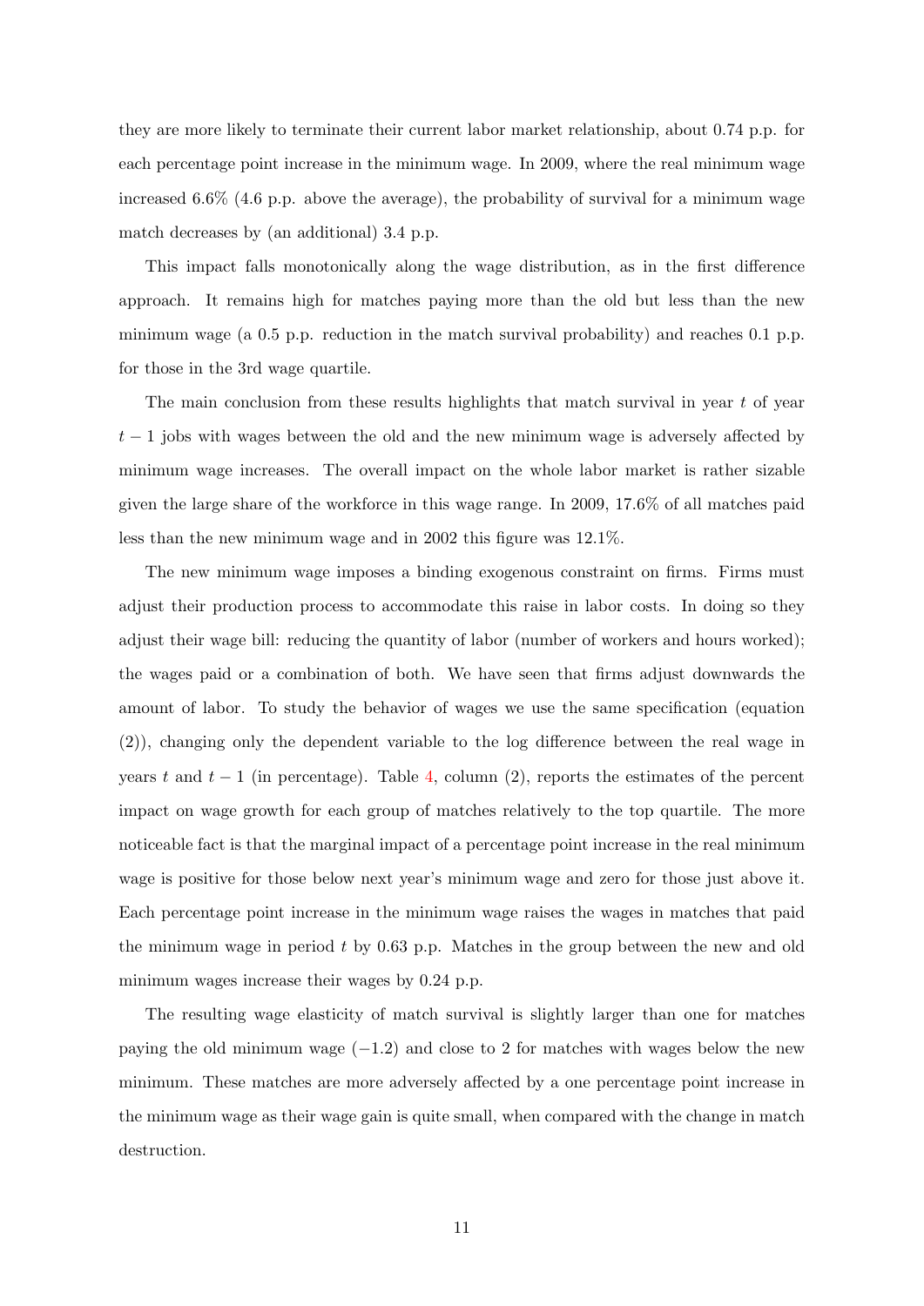they are more likely to terminate their current labor market relationship, about 0.74 p.p. for each percentage point increase in the minimum wage. In 2009, where the real minimum wage increased 6.6% (4.6 p.p. above the average), the probability of survival for a minimum wage match decreases by (an additional) 3.4 p.p.

This impact falls monotonically along the wage distribution, as in the first difference approach. It remains high for matches paying more than the old but less than the new minimum wage (a 0.5 p.p. reduction in the match survival probability) and reaches 0.1 p.p. for those in the 3rd wage quartile.

The main conclusion from these results highlights that match survival in year $t$ of year $t-1$ jobs with wages between the old and the new minimum wage is adversely affected by minimum wage increases. The overall impact on the whole labor market is rather sizable given the large share of the workforce in this wage range. In 2009, 17.6% of all matches paid less than the new minimum wage and in 2002 this figure was 12.1%.

The new minimum wage imposes a binding exogenous constraint on firms. Firms must adjust their production process to accommodate this raise in labor costs. In doing so they adjust their wage bill: reducing the quantity of labor (number of workers and hours worked); the wages paid or a combination of both. We have seen that firms adjust downwards the amount of labor. To study the behavior of wages we use the same specification (equation (2)), changing only the dependent variable to the log difference between the real wage in years $t$ and $t-1$ (in percentage). Table 4, column (2), reports the estimates of the percent impact on wage growth for each group of matches relatively to the top quartile. The more noticeable fact is that the marginal impact of a percentage point increase in the real minimum wage is positive for those below next year's minimum wage and zero for those just above it. Each percentage point increase in the minimum wage raises the wages in matches that paid the minimum wage in period $t$ by 0.63 p.p. Matches in the group between the new and old minimum wages increase their wages by 0.24 p.p.

The resulting wage elasticity of match survival is slightly larger than one for matches paying the old minimum wage ($-1.2$) and close to 2 for matches with wages below the new minimum. These matches are more adversely affected by a one percentage point increase in the minimum wage as their wage gain is quite small, when compared with the change in match destruction.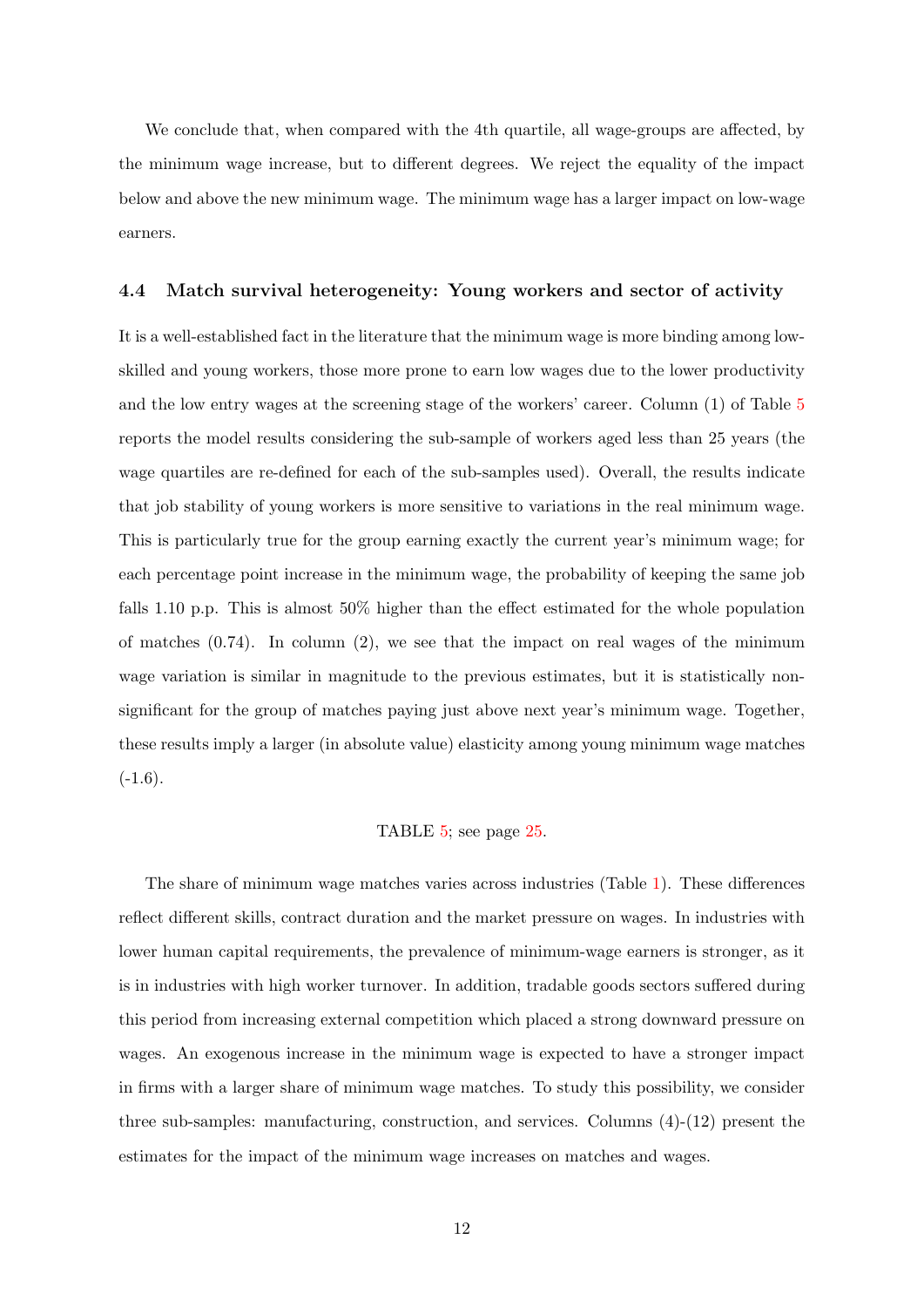We conclude that, when compared with the 4th quartile, all wage-groups are affected, by the minimum wage increase, but to different degrees. We reject the equality of the impact below and above the new minimum wage. The minimum wage has a larger impact on low-wage earners.

### 4.4 Match survival heterogeneity: Young workers and sector of activity

It is a well-established fact in the literature that the minimum wage is more binding among low-skilled and young workers, those more prone to earn low wages due to the lower productivity and the low entry wages at the screening stage of the workers' career. Column (1) of Table 5 reports the model results considering the sub-sample of workers aged less than 25 years (the wage quartiles are re-defined for each of the sub-samples used). Overall, the results indicate that job stability of young workers is more sensitive to variations in the real minimum wage. This is particularly true for the group earning exactly the current year's minimum wage; for each percentage point increase in the minimum wage, the probability of keeping the same job falls 1.10 p.p. This is almost 50% higher than the effect estimated for the whole population of matches (0.74). In column (2), we see that the impact on real wages of the minimum wage variation is similar in magnitude to the previous estimates, but it is statistically non-significant for the group of matches paying just above next year's minimum wage. Together, these results imply a larger (in absolute value) elasticity among young minimum wage matches (-1.6).

TABLE 5; see page 25.

The share of minimum wage matches varies across industries (Table 1). These differences reflect different skills, contract duration and the market pressure on wages. In industries with lower human capital requirements, the prevalence of minimum-wage earners is stronger, as it is in industries with high worker turnover. In addition, tradable goods sectors suffered during this period from increasing external competition which placed a strong downward pressure on wages. An exogenous increase in the minimum wage is expected to have a stronger impact in firms with a larger share of minimum wage matches. To study this possibility, we consider three sub-samples: manufacturing, construction, and services. Columns (4)-(12) present the estimates for the impact of the minimum wage increases on matches and wages.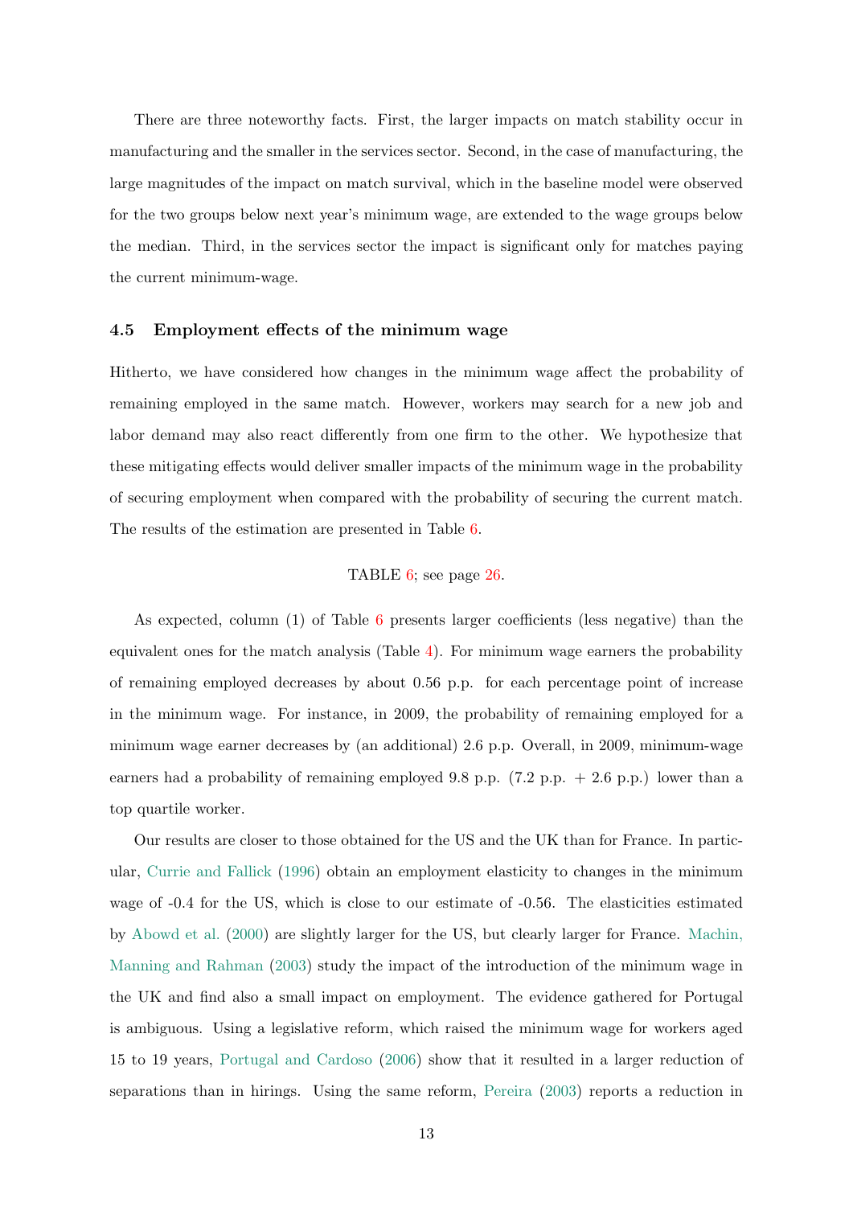There are three noteworthy facts. First, the larger impacts on match stability occur in manufacturing and the smaller in the services sector. Second, in the case of manufacturing, the large magnitudes of the impact on match survival, which in the baseline model were observed for the two groups below next year's minimum wage, are extended to the wage groups below the median. Third, in the services sector the impact is significant only for matches paying the current minimum-wage.

### 4.5 Employment effects of the minimum wage

Hitherto, we have considered how changes in the minimum wage affect the probability of remaining employed in the same match. However, workers may search for a new job and labor demand may also react differently from one firm to the other. We hypothesize that these mitigating effects would deliver smaller impacts of the minimum wage in the probability of securing employment when compared with the probability of securing the current match. The results of the estimation are presented in Table 6.

TABLE 6; see page 26.

As expected, column (1) of Table 6 presents larger coefficients (less negative) than the equivalent ones for the match analysis (Table 4). For minimum wage earners the probability of remaining employed decreases by about 0.56 p.p. for each percentage point of increase in the minimum wage. For instance, in 2009, the probability of remaining employed for a minimum wage earner decreases by (an additional) 2.6 p.p. Overall, in 2009, minimum-wage earners had a probability of remaining employed 9.8 p.p. (7.2 p.p. + 2.6 p.p.) lower than a top quartile worker.

Our results are closer to those obtained for the US and the UK than for France. In particular, Currie and Fallick (1996) obtain an employment elasticity to changes in the minimum wage of -0.4 for the US, which is close to our estimate of -0.56. The elasticities estimated by Abowd et al. (2000) are slightly larger for the US, but clearly larger for France. Machin, Manning and Rahman (2003) study the impact of the introduction of the minimum wage in the UK and find also a small impact on employment. The evidence gathered for Portugal is ambiguous. Using a legislative reform, which raised the minimum wage for workers aged 15 to 19 years, Portugal and Cardoso (2006) show that it resulted in a larger reduction of separations than in hirings. Using the same reform, Pereira (2003) reports a reduction in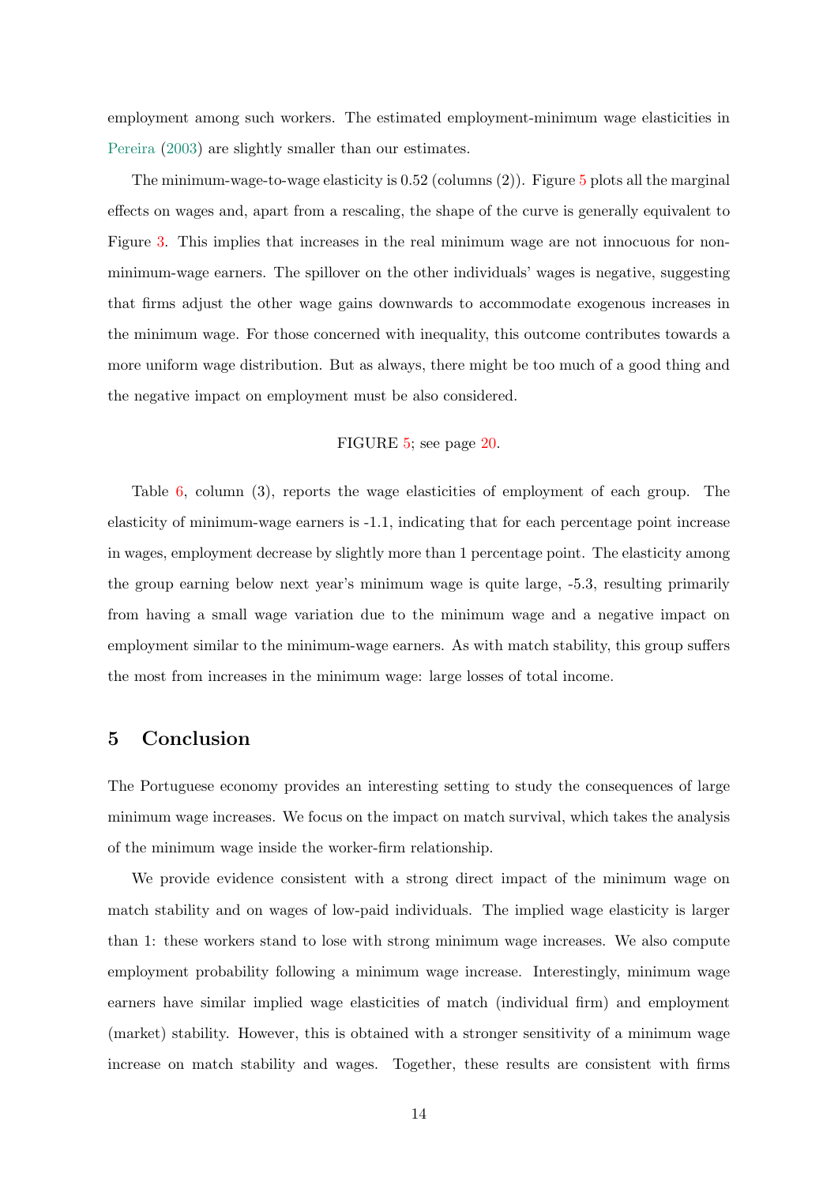employment among such workers. The estimated employment-minimum wage elasticities in Pereira (2003) are slightly smaller than our estimates.

The minimum-wage-to-wage elasticity is 0.52 (columns (2)). Figure 5 plots all the marginal effects on wages and, apart from a rescaling, the shape of the curve is generally equivalent to Figure 3. This implies that increases in the real minimum wage are not innocuous for non-minimum-wage earners. The spillover on the other individuals' wages is negative, suggesting that firms adjust the other wage gains downwards to accommodate exogenous increases in the minimum wage. For those concerned with inequality, this outcome contributes towards a more uniform wage distribution. But as always, there might be too much of a good thing and the negative impact on employment must be also considered.

FIGURE 5; see page 20.

Table 6, column (3), reports the wage elasticities of employment of each group. The elasticity of minimum-wage earners is -1.1, indicating that for each percentage point increase in wages, employment decrease by slightly more than 1 percentage point. The elasticity among the group earning below next year's minimum wage is quite large, -5.3, resulting primarily from having a small wage variation due to the minimum wage and a negative impact on employment similar to the minimum-wage earners. As with match stability, this group suffers the most from increases in the minimum wage: large losses of total income.

## 5 Conclusion

The Portuguese economy provides an interesting setting to study the consequences of large minimum wage increases. We focus on the impact on match survival, which takes the analysis of the minimum wage inside the worker-firm relationship.

We provide evidence consistent with a strong direct impact of the minimum wage on match stability and on wages of low-paid individuals. The implied wage elasticity is larger than 1: these workers stand to lose with strong minimum wage increases. We also compute employment probability following a minimum wage increase. Interestingly, minimum wage earners have similar implied wage elasticities of match (individual firm) and employment (market) stability. However, this is obtained with a stronger sensitivity of a minimum wage increase on match stability and wages. Together, these results are consistent with firms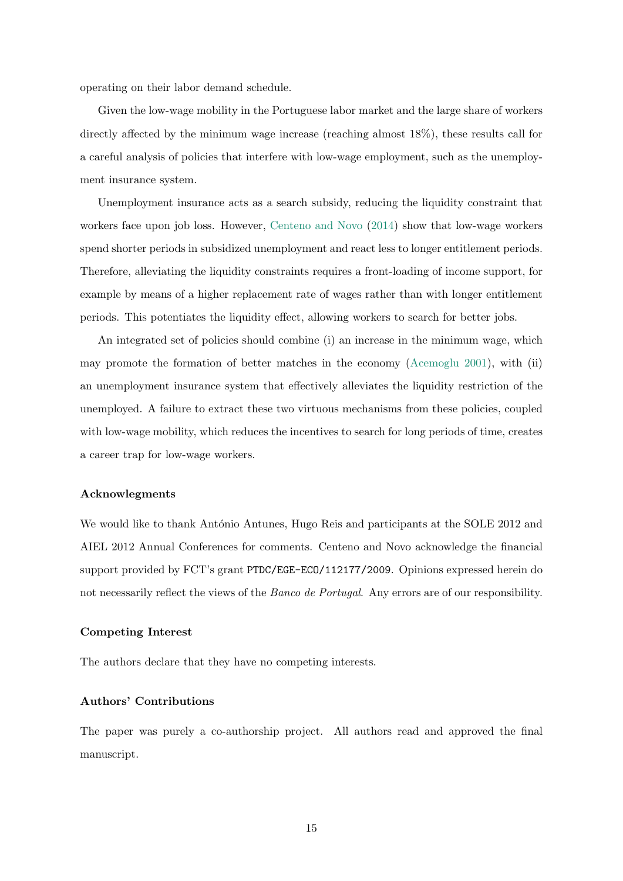operating on their labor demand schedule.

Given the low-wage mobility in the Portuguese labor market and the large share of workers directly affected by the minimum wage increase (reaching almost 18%), these results call for a careful analysis of policies that interfere with low-wage employment, such as the unemployment insurance system.

Unemployment insurance acts as a search subsidy, reducing the liquidity constraint that workers face upon job loss. However, Centeno and Novo (2014) show that low-wage workers spend shorter periods in subsidized unemployment and react less to longer entitlement periods. Therefore, alleviating the liquidity constraints requires a front-loading of income support, for example by means of a higher replacement rate of wages rather than with longer entitlement periods. This potentiates the liquidity effect, allowing workers to search for better jobs.

An integrated set of policies should combine (i) an increase in the minimum wage, which may promote the formation of better matches in the economy (Acemoglu 2001), with (ii) an unemployment insurance system that effectively alleviates the liquidity restriction of the unemployed. A failure to extract these two virtuous mechanisms from these policies, coupled with low-wage mobility, which reduces the incentives to search for long periods of time, creates a career trap for low-wage workers.

### Acknowlegments

We would like to thank António Antunes, Hugo Reis and participants at the SOLE 2012 and AIEL 2012 Annual Conferences for comments. Centeno and Novo acknowledge the financial support provided by FCT's grant PTDC/EGE-ECO/112177/2009. Opinions expressed herein do not necessarily reflect the views of the *Banco de Portugal*. Any errors are of our responsibility.

### Competing Interest

The authors declare that they have no competing interests.

### Authors' Contributions

The paper was purely a co-authorship project. All authors read and approved the final manuscript.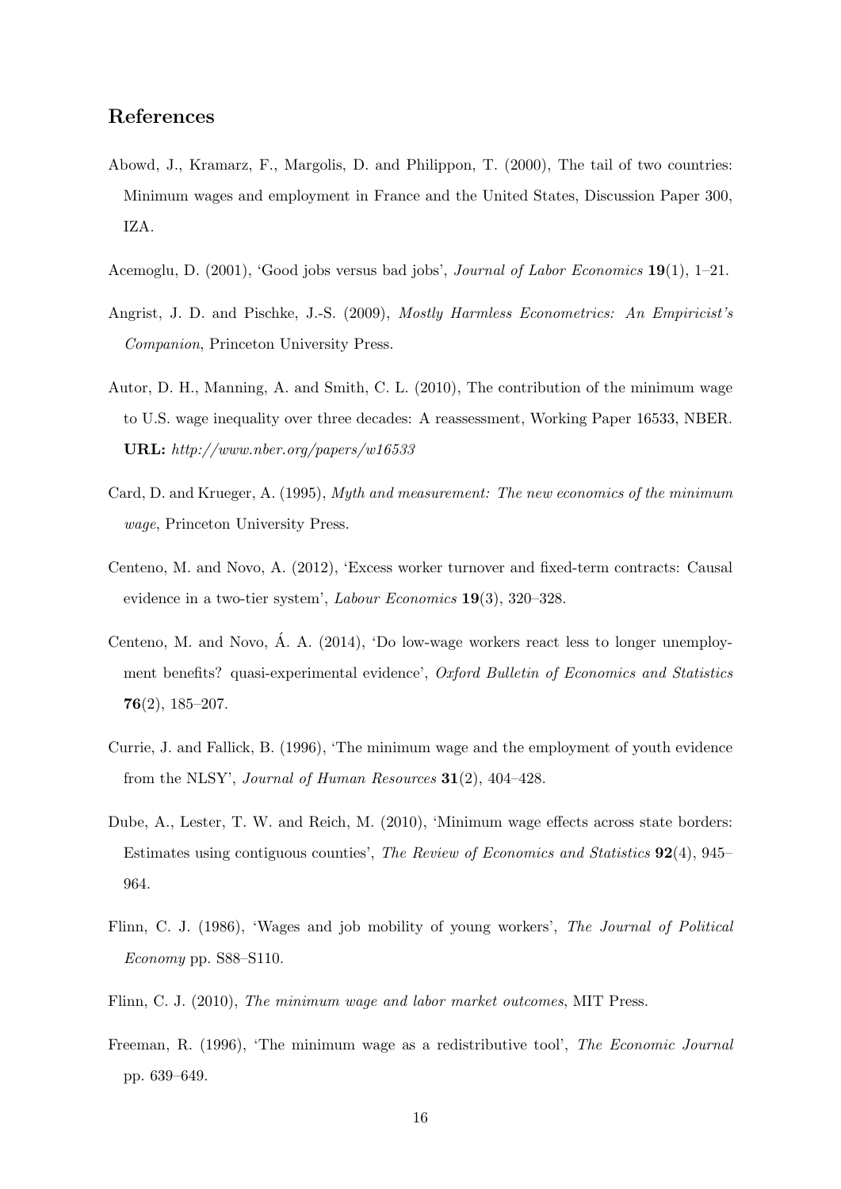## References

Abowd, J., Kramarz, F., Margolis, D. and Philippon, T. (2000), The tail of two countries: Minimum wages and employment in France and the United States, Discussion Paper 300, IZA.

Acemoglu, D. (2001), 'Good jobs versus bad jobs', *Journal of Labor Economics* **19**(1), 1–21.

Angrist, J. D. and Pischke, J.-S. (2009), *Mostly Harmless Econometrics: An Empiricist's Companion*, Princeton University Press.

Autor, D. H., Manning, A. and Smith, C. L. (2010), The contribution of the minimum wage to U.S. wage inequality over three decades: A reassessment, Working Paper 16533, NBER. **URL:** *http://www.nber.org/papers/w16533*

Card, D. and Krueger, A. (1995), *Myth and measurement: The new economics of the minimum wage*, Princeton University Press.

Centeno, M. and Novo, A. (2012), 'Excess worker turnover and fixed-term contracts: Causal evidence in a two-tier system', *Labour Economics* **19**(3), 320–328.

Centeno, M. and Novo, Á. A. (2014), 'Do low-wage workers react less to longer unemployment benefits? quasi-experimental evidence', *Oxford Bulletin of Economics and Statistics* **76**(2), 185–207.

Currie, J. and Fallick, B. (1996), 'The minimum wage and the employment of youth evidence from the NLSY', *Journal of Human Resources* **31**(2), 404–428.

Dube, A., Lester, T. W. and Reich, M. (2010), 'Minimum wage effects across state borders: Estimates using contiguous counties', *The Review of Economics and Statistics* **92**(4), 945–964.

Flinn, C. J. (1986), 'Wages and job mobility of young workers', *The Journal of Political Economy* pp. S88–S110.

Flinn, C. J. (2010), *The minimum wage and labor market outcomes*, MIT Press.

Freeman, R. (1996), 'The minimum wage as a redistributive tool', *The Economic Journal* pp. 639–649.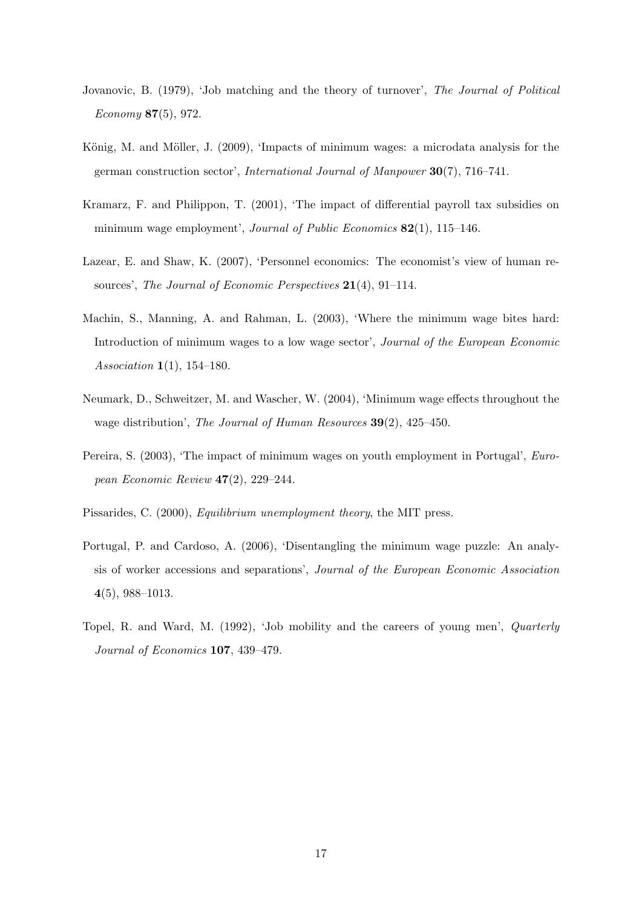Jovanovic, B. (1979), 'Job matching and the theory of turnover', *The Journal of Political Economy* **87**(5), 972.

König, M. and Möller, J. (2009), 'Impacts of minimum wages: a microdata analysis for the german construction sector', *International Journal of Manpower* **30**(7), 716–741.

Kramarz, F. and Philippon, T. (2001), 'The impact of differential payroll tax subsidies on minimum wage employment', *Journal of Public Economics* **82**(1), 115–146.

Lazear, E. and Shaw, K. (2007), 'Personnel economics: The economist's view of human resources', *The Journal of Economic Perspectives* **21**(4), 91–114.

Machin, S., Manning, A. and Rahman, L. (2003), 'Where the minimum wage bites hard: Introduction of minimum wages to a low wage sector', *Journal of the European Economic Association* **1**(1), 154–180.

Neumark, D., Schweitzer, M. and Wascher, W. (2004), 'Minimum wage effects throughout the wage distribution', *The Journal of Human Resources* **39**(2), 425–450.

Pereira, S. (2003), 'The impact of minimum wages on youth employment in Portugal', *European Economic Review* **47**(2), 229–244.

Pissarides, C. (2000), *Equilibrium unemployment theory*, the MIT press.

Portugal, P. and Cardoso, A. (2006), 'Disentangling the minimum wage puzzle: An analysis of worker accessions and separations', *Journal of the European Economic Association* **4**(5), 988–1013.

Topel, R. and Ward, M. (1992), 'Job mobility and the careers of young men', *Quarterly Journal of Economics* **107**, 439–479.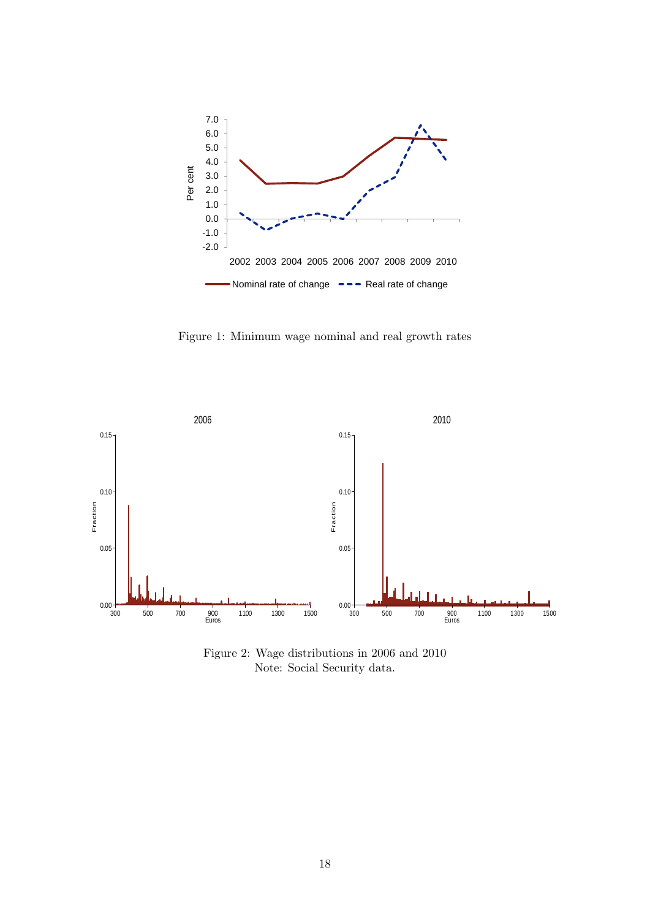Figure 1: Minimum wage nominal and real growth rates

Figure 2: Wage distributions in 2006 and 2010
Note: Social Security data.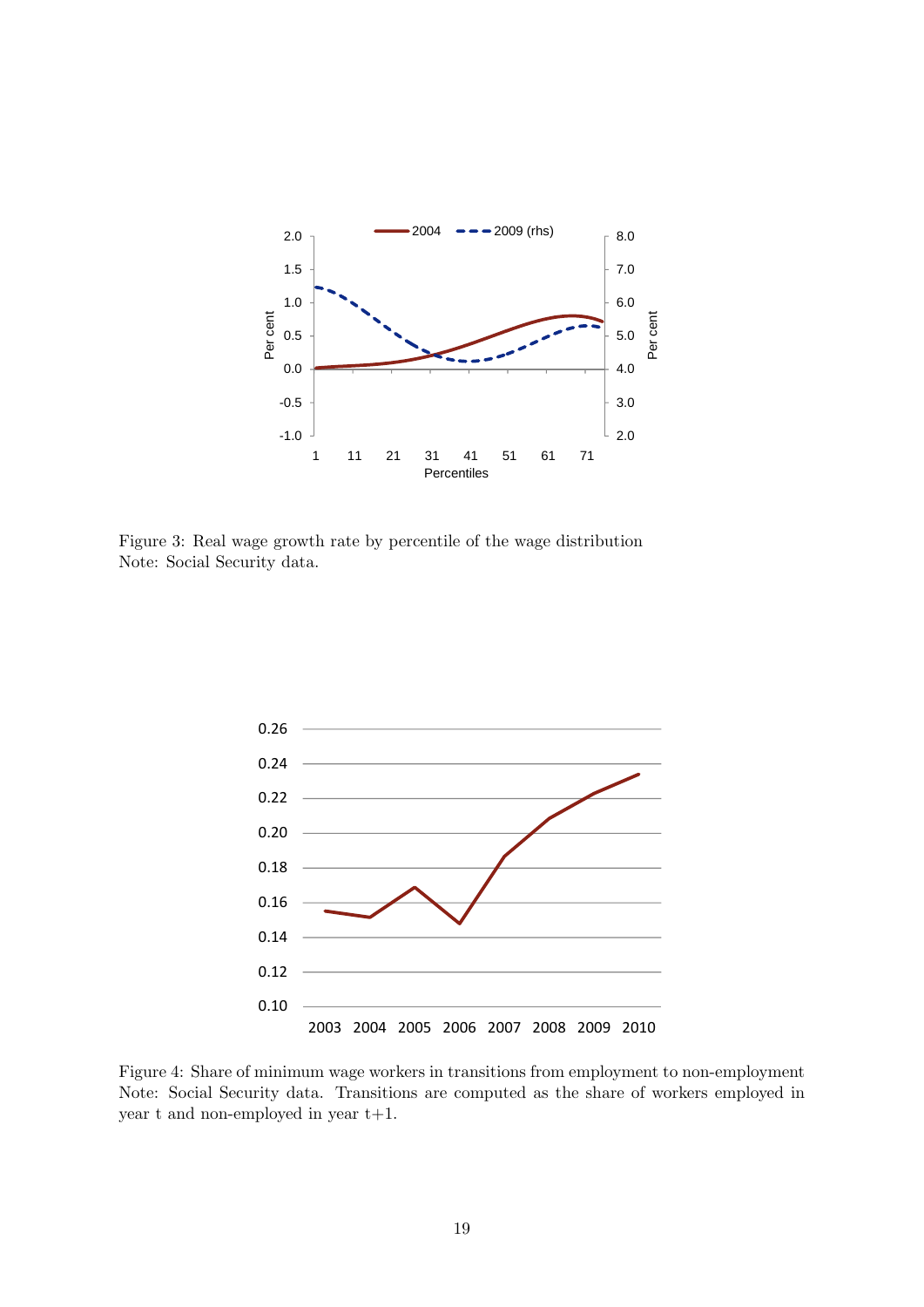Figure 3: Real wage growth rate by percentile of the wage distribution
Note: Social Security data.

Figure 4: Share of minimum wage workers in transitions from employment to non-employment
Note: Social Security data. Transitions are computed as the share of workers employed in year t and non-employed in year t+1.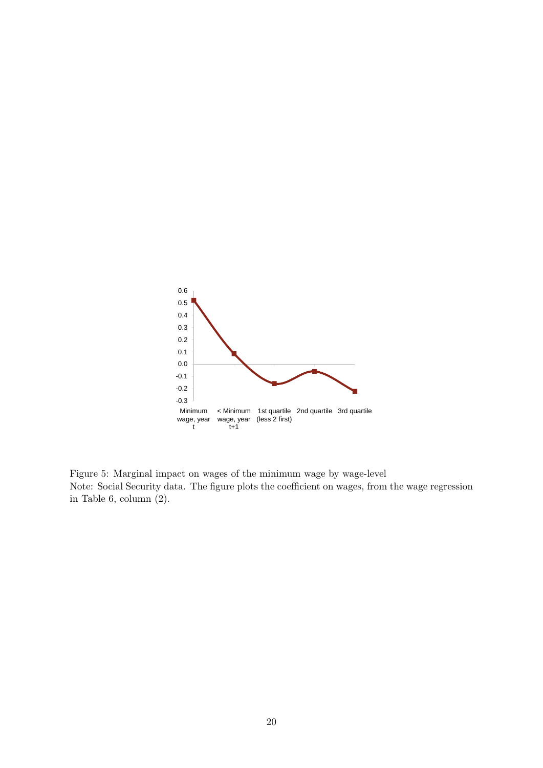Figure 5: Marginal impact on wages of the minimum wage by wage-level
Note: Social Security data. The figure plots the coefficient on wages, from the wage regression in Table 6, column (2).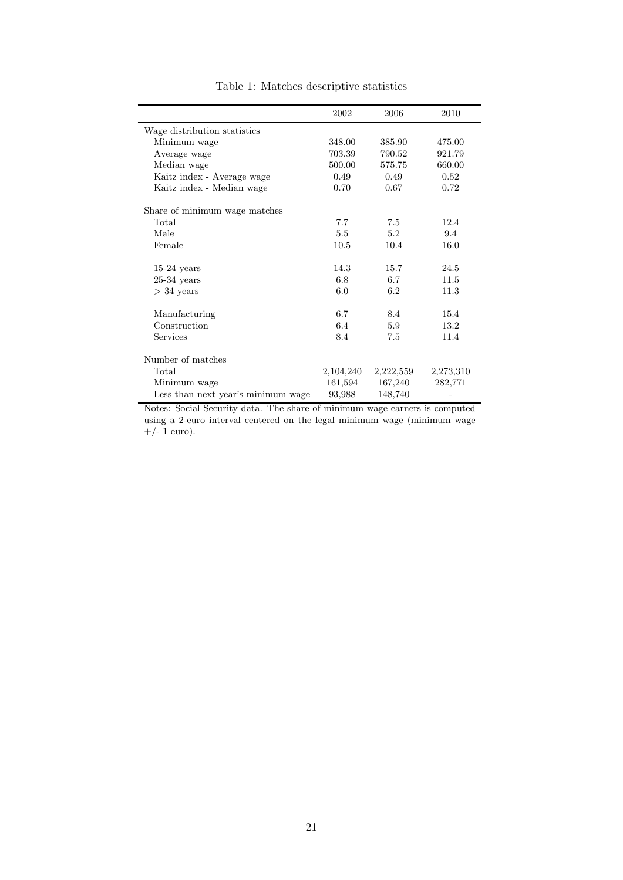Table 1: Matches descriptive statistics

| | 2002 | 2006 | 2010 |
|---|---|---|---|
| Wage distribution statistics | | | |
| Minimum wage | 348.00 | 385.90 | 475.00 |
| Average wage | 703.39 | 790.52 | 921.79 |
| Median wage | 500.00 | 575.75 | 660.00 |
| Kaitz index - Average wage | 0.49 | 0.49 | 0.52 |
| Kaitz index - Median wage | 0.70 | 0.67 | 0.72 |
| Share of minimum wage matches | | | |
| Total | 7.7 | 7.5 | 12.4 |
| Male | 5.5 | 5.2 | 9.4 |
| Female | 10.5 | 10.4 | 16.0 |
| 15-24 years | 14.3 | 15.7 | 24.5 |
| 25-34 years | 6.8 | 6.7 | 11.5 |
| > 34 years | 6.0 | 6.2 | 11.3 |
| Manufacturing | 6.7 | 8.4 | 15.4 |
| Construction | 6.4 | 5.9 | 13.2 |
| Services | 8.4 | 7.5 | 11.4 |
| Number of matches | | | |
| Total | 2,104,240 | 2,222,559 | 2,273,310 |
| Minimum wage | 161,594 | 167,240 | 282,771 |
| Less than next year's minimum wage | 93,988 | 148,740 | - |

Notes: Social Security data. The share of minimum wage earners is computed using a 2-euro interval centered on the legal minimum wage (minimum wage +/- 1 euro).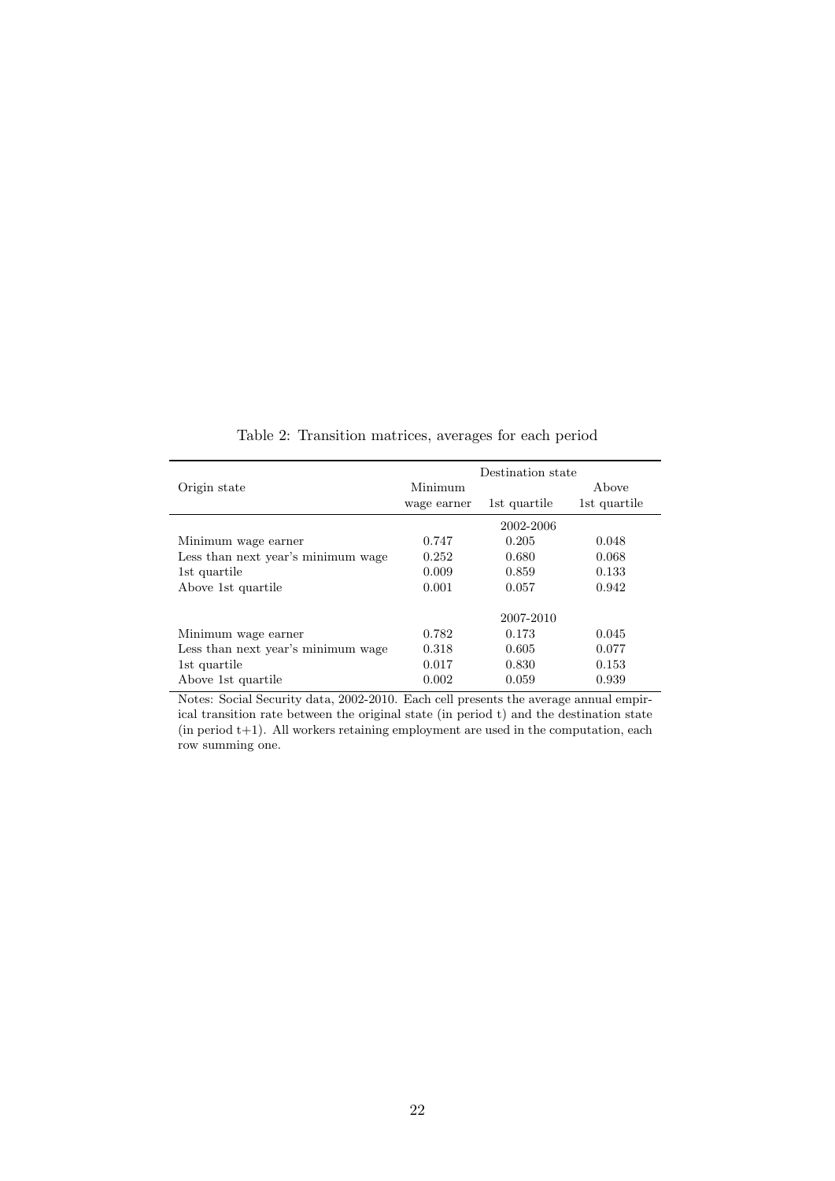Table 2: Transition matrices, averages for each period

| Origin state | Destination state | | |
|---|---|---|---|
| | Minimum wage earner | 1st quartile | Above 1st quartile |
| | | 2002-2006 | |
| Minimum wage earner | 0.747 | 0.205 | 0.048 |
| Less than next year's minimum wage | 0.252 | 0.680 | 0.068 |
| 1st quartile | 0.009 | 0.859 | 0.133 |
| Above 1st quartile | 0.001 | 0.057 | 0.942 |
| | | 2007-2010 | |
| Minimum wage earner | 0.782 | 0.173 | 0.045 |
| Less than next year's minimum wage | 0.318 | 0.605 | 0.077 |
| 1st quartile | 0.017 | 0.830 | 0.153 |
| Above 1st quartile | 0.002 | 0.059 | 0.939 |

Notes: Social Security data, 2002-2010. Each cell presents the average annual empirical transition rate between the original state (in period t) and the destination state (in period t+1). All workers retaining employment are used in the computation, each row summing one.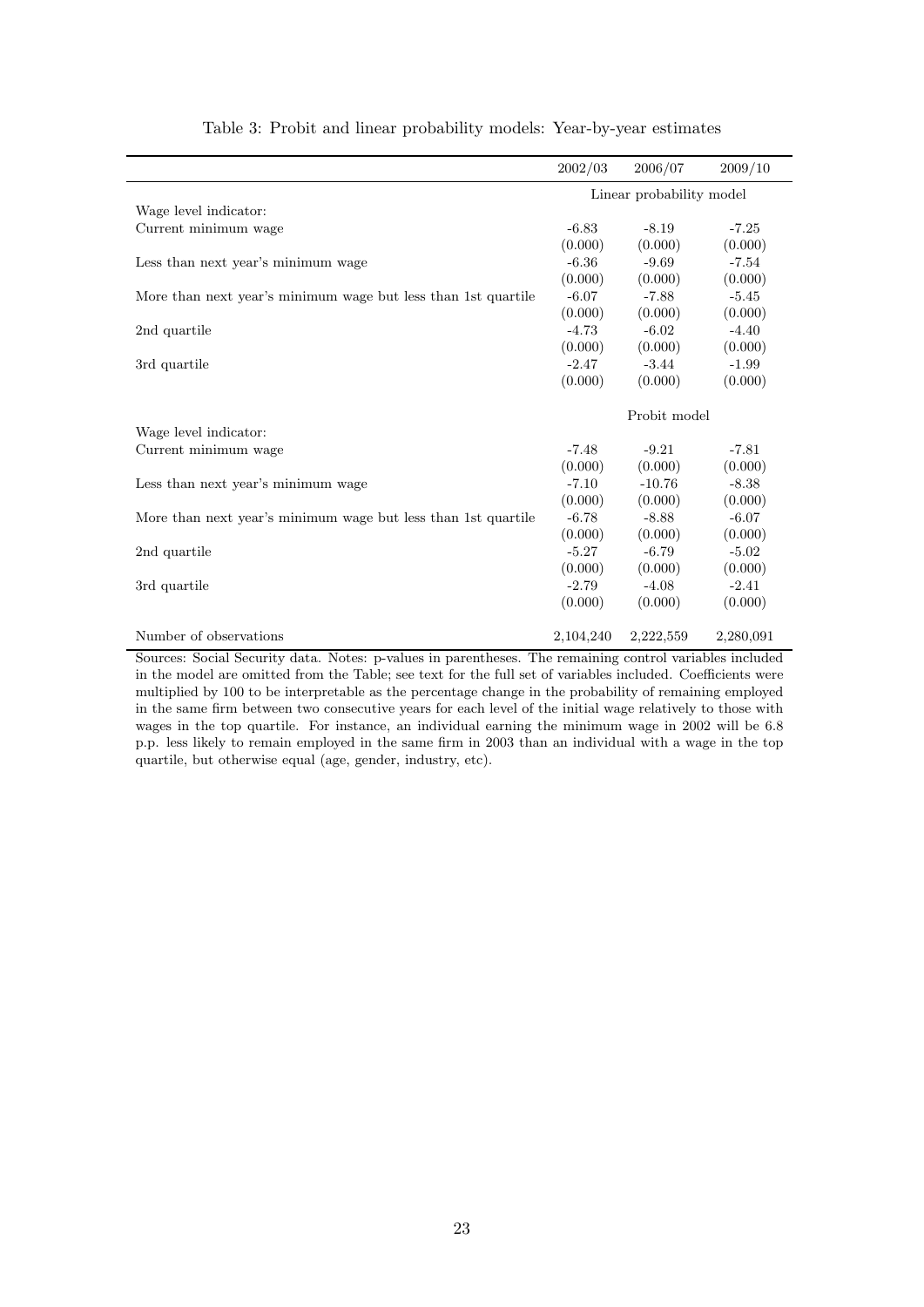Table 3: Probit and linear probability models: Year-by-year estimates

| | 2002/03 | 2006/07 | 2009/10 |
|---|---|---|---|
| | Linear probability model | | |
| Wage level indicator: | | | |
| Current minimum wage | -6.83 | -8.19 | -7.25 |
| | (0.000) | (0.000) | (0.000) |
| Less than next year's minimum wage | -6.36 | -9.69 | -7.54 |
| | (0.000) | (0.000) | (0.000) |
| More than next year's minimum wage but less than 1st quartile | -6.07 | -7.88 | -5.45 |
| | (0.000) | (0.000) | (0.000) |
| 2nd quartile | -4.73 | -6.02 | -4.40 |
| | (0.000) | (0.000) | (0.000) |
| 3rd quartile | -2.47 | -3.44 | -1.99 |
| | (0.000) | (0.000) | (0.000) |
| | Probit model | | |
| Wage level indicator: | | | |
| Current minimum wage | -7.48 | -9.21 | -7.81 |
| | (0.000) | (0.000) | (0.000) |
| Less than next year's minimum wage | -7.10 | -10.76 | -8.38 |
| | (0.000) | (0.000) | (0.000) |
| More than next year's minimum wage but less than 1st quartile | -6.78 | -8.88 | -6.07 |
| | (0.000) | (0.000) | (0.000) |
| 2nd quartile | -5.27 | -6.79 | -5.02 |
| | (0.000) | (0.000) | (0.000) |
| 3rd quartile | -2.79 | -4.08 | -2.41 |
| | (0.000) | (0.000) | (0.000) |
| Number of observations | 2,104,240 | 2,222,559 | 2,280,091 |

Sources: Social Security data. Notes: p-values in parentheses. The remaining control variables included in the model are omitted from the Table; see text for the full set of variables included. Coefficients were multiplied by 100 to be interpretable as the percentage change in the probability of remaining employed in the same firm between two consecutive years for each level of the initial wage relatively to those with wages in the top quartile. For instance, an individual earning the minimum wage in 2002 will be 6.8 p.p. less likely to remain employed in the same firm in 2003 than an individual with a wage in the top quartile, but otherwise equal (age, gender, industry, etc).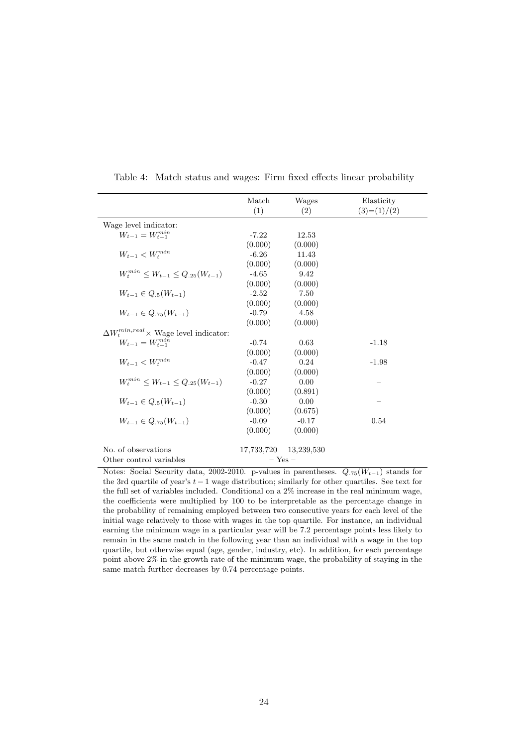Table 4: Match status and wages: Firm fixed effects linear probability

| | Match (1) | Wages (2) | Elasticity (3)=(1)/(2) |
|---|---|---|---|
| Wage level indicator: | | | |
| $W_{t-1} = W_{t-1}^{min}$ | -7.22 | 12.53 | |
| | (0.000) | (0.000) | |
| $W_{t-1} < W_t^{min}$ | -6.26 | 11.43 | |
| | (0.000) | (0.000) | |
| $W_t^{min} \leq W_{t-1} \leq Q_{.25}(W_{t-1})$ | -4.65 | 9.42 | |
| | (0.000) | (0.000) | |
| $W_{t-1} \in Q_{.5}(W_{t-1})$ | -2.52 | 7.50 | |
| | (0.000) | (0.000) | |
| $W_{t-1} \in Q_{.75}(W_{t-1})$ | -0.79 | 4.58 | |
| | (0.000) | (0.000) | |
| $\Delta W_t^{min,real} \times$ Wage level indicator: | | | |
| $W_{t-1} = W_{t-1}^{min}$ | -0.74 | 0.63 | -1.18 |
| | (0.000) | (0.000) | |
| $W_{t-1} < W_t^{min}$ | -0.47 | 0.24 | -1.98 |
| | (0.000) | (0.000) | |
| $W_t^{min} \leq W_{t-1} \leq Q_{.25}(W_{t-1})$ | -0.27 | 0.00 | – |
| | (0.000) | (0.891) | |
| $W_{t-1} \in Q_{.5}(W_{t-1})$ | -0.30 | 0.00 | – |
| | (0.000) | (0.675) | |
| $W_{t-1} \in Q_{.75}(W_{t-1})$ | -0.09 | -0.17 | 0.54 |
| | (0.000) | (0.000) | |
| No. of observations | 17,733,720 | 13,239,530 | |
| Other control variables | – Yes – | | |

Notes: Social Security data, 2002-2010. p-values in parentheses. $Q_{.75}(W_{t-1})$ stands for the 3rd quartile of year's $t-1$ wage distribution; similarly for other quartiles. See text for the full set of variables included. Conditional on a 2% increase in the real minimum wage, the coefficients were multiplied by 100 to be interpretable as the percentage change in the probability of remaining employed between two consecutive years for each level of the initial wage relatively to those with wages in the top quartile. For instance, an individual earning the minimum wage in a particular year will be 7.2 percentage points less likely to remain in the same match in the following year than an individual with a wage in the top quartile, but otherwise equal (age, gender, industry, etc). In addition, for each percentage point above 2% in the growth rate of the minimum wage, the probability of staying in the same match further decreases by 0.74 percentage points.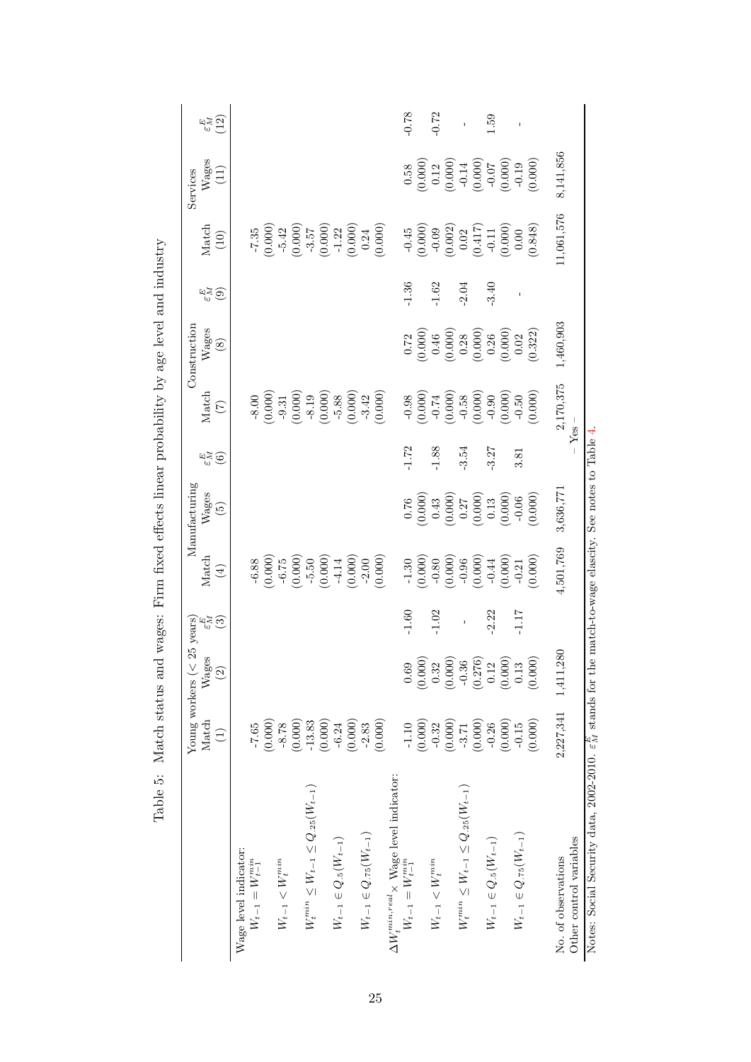Table 5: Match status and wages: Firm fixed effects linear probability by age level and industry

| | Young workers (< 25 years) | | | Manufacturing | | | Construction | | | Services | | |
|---|---|---|---|---|---|---|---|---|---|---|---|---|
| | Match | Wages | $\varepsilon_M^E$ | Match | Wages | $\varepsilon_M^E$ | Match | Wages | $\varepsilon_M^E$ | Match | Wages | $\varepsilon_M^E$ |
| | (1) | (2) | (3) | (4) | (5) | (6) | (7) | (8) | (9) | (10) | (11) | (12) |
| Wage level indicator: | | | | | | | | | | | | |
| $W_{t-1} = W_{t-1}^{min}$ | -7.65 | | | -6.88 | | | -8.00 | | | -7.35 | | |
| | (0.000) | | | (0.000) | | | (0.000) | | | (0.000) | | |
| $W_{t-1} < W_t^{min}$ | -8.78 | | | -6.75 | | | -9.31 | | | -5.42 | | |
| | (0.000) | | | (0.000) | | | (0.000) | | | (0.000) | | |
| $W_t^{min} \leq W_{t-1} \leq Q_{.25}(W_{t-1})$ | -13.83 | | | -5.50 | | | -8.19 | | | -3.57 | | |
| | (0.000) | | | (0.000) | | | (0.000) | | | (0.000) | | |
| $W_{t-1} \in Q_{.5}(W_{t-1})$ | -6.24 | | | -4.14 | | | -5.88 | | | -1.22 | | |
| | (0.000) | | | (0.000) | | | (0.000) | | | (0.000) | | |
| $W_{t-1} \in Q_{.75}(W_{t-1})$ | -2.83 | | | -2.00 | | | -3.42 | | | 0.24 | | |
| | (0.000) | | | (0.000) | | | (0.000) | | | (0.000) | | |
| $\Delta W_t^{min,real} \times$ Wage level indicator: | | | | | | | | | | | | |
| $W_{t-1} = W_{t-1}^{min}$ | -1.10 | 0.69 | -1.60 | -1.30 | 0.76 | -1.72 | -0.98 | 0.72 | -1.36 | -0.45 | 0.58 | -0.78 |
| | (0.000) | (0.000) | | (0.000) | (0.000) | | (0.000) | (0.000) | | (0.000) | (0.000) | |
| $W_{t-1} < W_t^{min}$ | -0.32 | 0.32 | -1.02 | -0.80 | 0.43 | -1.88 | -0.74 | 0.46 | -1.62 | -0.09 | 0.12 | -0.72 |
| | (0.000) | (0.000) | | (0.000) | (0.000) | | (0.000) | (0.000) | | (0.002) | (0.000) | |
| $W_t^{min} \leq W_{t-1} \leq Q_{.25}(W_{t-1})$ | -3.71 | -0.36 | - | -0.96 | 0.27 | -3.54 | -0.58 | 0.28 | -2.04 | 0.02 | -0.14 | - |
| | (0.000) | (0.276) | | (0.000) | (0.000) | | (0.000) | (0.000) | | (0.417) | (0.000) | |
| $W_{t-1} \in Q_{.5}(W_{t-1})$ | -0.26 | 0.12 | -2.22 | -0.44 | 0.13 | -3.27 | -0.90 | 0.26 | -3.40 | -0.11 | -0.07 | 1.59 |
| | (0.000) | (0.000) | | (0.000) | (0.000) | | (0.000) | (0.000) | | (0.000) | (0.000) | |
| $W_{t-1} \in Q_{.75}(W_{t-1})$ | -0.15 | 0.13 | -1.17 | -0.21 | -0.06 | 3.81 | -0.50 | 0.02 | - | 0.00 | -0.19 | - |
| | (0.000) | (0.000) | | (0.000) | (0.000) | | (0.000) | (0.322) | | (0.848) | (0.000) | |
| No. of observations | 2,227,341 | 1,411,280 | | 4,501,769 | 3,636,771 | | 2,170,375 | 1,460,903 | | 11,061,576 | 8,141,856 | |
| Other control variables | – Yes – | | | | | | | | | | | |

Notes: Social Security data, 2002-2010. $\varepsilon_M^E$ stands for the match-to-wage elascity. See notes to Table 4.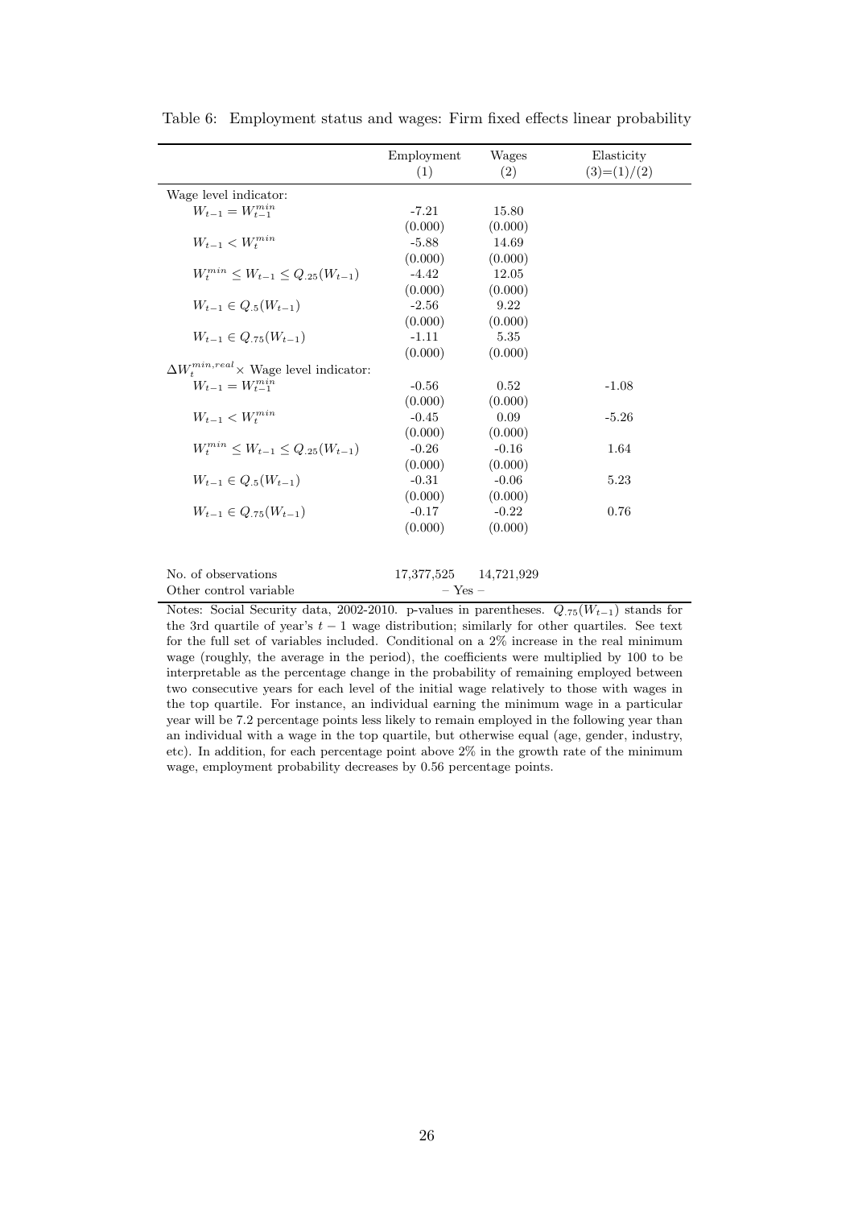Table 6: Employment status and wages: Firm fixed effects linear probability

| | Employment (1) | Wages (2) | Elasticity (3)=(1)/(2) |
|---|---|---|---|
| Wage level indicator: | | | |
| $W_{t-1} = W_{t-1}^{min}$ | -7.21 | 15.80 | |
| | (0.000) | (0.000) | |
| $W_{t-1} < W_t^{min}$ | -5.88 | 14.69 | |
| | (0.000) | (0.000) | |
| $W_t^{min} \leq W_{t-1} \leq Q_{.25}(W_{t-1})$ | -4.42 | 12.05 | |
| | (0.000) | (0.000) | |
| $W_{t-1} \in Q_{.5}(W_{t-1})$ | -2.56 | 9.22 | |
| | (0.000) | (0.000) | |
| $W_{t-1} \in Q_{.75}(W_{t-1})$ | -1.11 | 5.35 | |
| | (0.000) | (0.000) | |
| $\Delta W_t^{min,real} \times$ Wage level indicator: | | | |
| $W_{t-1} = W_{t-1}^{min}$ | -0.56 | 0.52 | -1.08 |
| | (0.000) | (0.000) | |
| $W_{t-1} < W_t^{min}$ | -0.45 | 0.09 | -5.26 |
| | (0.000) | (0.000) | |
| $W_t^{min} \leq W_{t-1} \leq Q_{.25}(W_{t-1})$ | -0.26 | -0.16 | 1.64 |
| | (0.000) | (0.000) | |
| $W_{t-1} \in Q_{.5}(W_{t-1})$ | -0.31 | -0.06 | 5.23 |
| | (0.000) | (0.000) | |
| $W_{t-1} \in Q_{.75}(W_{t-1})$ | -0.17 | -0.22 | 0.76 |
| | (0.000) | (0.000) | |
| No. of observations | 17,377,525 | 14,721,929 | |
| Other control variable | – Yes – | | |

Notes: Social Security data, 2002-2010. p-values in parentheses. $Q_{.75}(W_{t-1})$ stands for the 3rd quartile of year's $t-1$ wage distribution; similarly for other quartiles. See text for the full set of variables included. Conditional on a 2% increase in the real minimum wage (roughly, the average in the period), the coefficients were multiplied by 100 to be interpretable as the percentage change in the probability of remaining employed between two consecutive years for each level of the initial wage relatively to those with wages in the top quartile. For instance, an individual earning the minimum wage in a particular year will be 7.2 percentage points less likely to remain employed in the following year than an individual with a wage in the top quartile, but otherwise equal (age, gender, industry, etc). In addition, for each percentage point above 2% in the growth rate of the minimum wage, employment probability decreases by 0.56 percentage points.